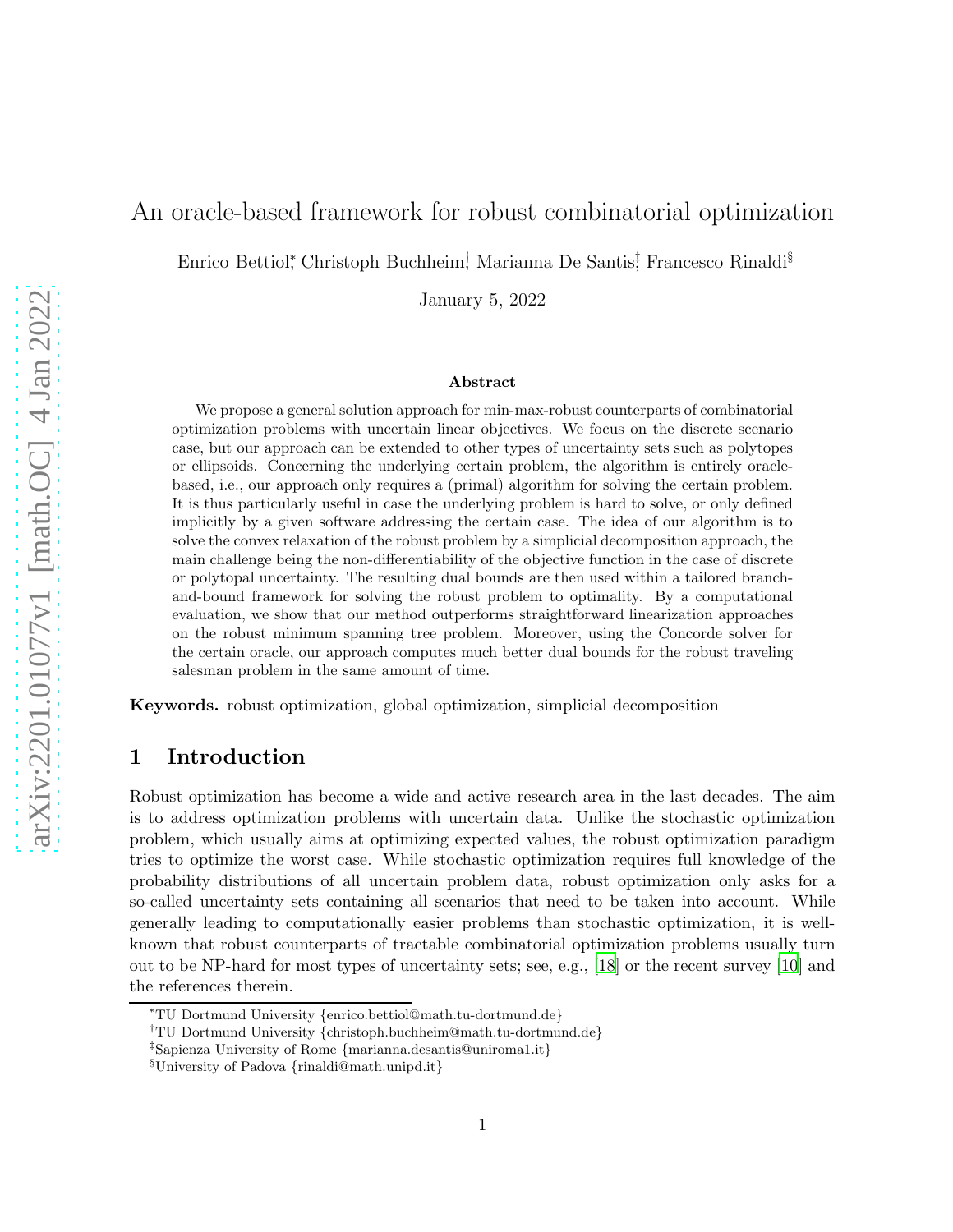# An oracle-based framework for robust combinatorial optimization

Enrico Bettiol[*], Christoph Buchheim[†], Marianna De Santis[‡], Francesco Rinaldi[§]

January 5, 2022

### Abstract

We propose a general solution approach for min-max-robust counterparts of combinatorial optimization problems with uncertain linear objectives. We focus on the discrete scenario case, but our approach can be extended to other types of uncertainty sets such as polytopes or ellipsoids. Concerning the underlying certain problem, the algorithm is entirely oracle-based, i.e., our approach only requires a (primal) algorithm for solving the certain problem. It is thus particularly useful in case the underlying problem is hard to solve, or only defined implicitly by a given software addressing the certain case. The idea of our algorithm is to solve the convex relaxation of the robust problem by a simplicial decomposition approach, the main challenge being the non-differentiability of the objective function in the case of discrete or polytopal uncertainty. The resulting dual bounds are then used within a tailored branch-and-bound framework for solving the robust problem to optimality. By a computational evaluation, we show that our method outperforms straightforward linearization approaches on the robust minimum spanning tree problem. Moreover, using the Concorde solver for the certain oracle, our approach computes much better dual bounds for the robust traveling salesman problem in the same amount of time.

**Keywords.** robust optimization, global optimization, simplicial decomposition

## 1 Introduction

Robust optimization has become a wide and active research area in the last decades. The aim is to address optimization problems with uncertain data. Unlike the stochastic optimization problem, which usually aims at optimizing expected values, the robust optimization paradigm tries to optimize the worst case. While stochastic optimization requires full knowledge of the probability distributions of all uncertain problem data, robust optimization only asks for a so-called uncertainty sets containing all scenarios that need to be taken into account. While generally leading to computationally easier problems than stochastic optimization, it is well-known that robust counterparts of tractable combinatorial optimization problems usually turn out to be NP-hard for most types of uncertainty sets; see, e.g., [18] or the recent survey [10] and the references therein.

---

[*]TU Dortmund University {enrico.bettiol@math.tu-dortmund.de}

[†]TU Dortmund University {christoph.buchheim@math.tu-dortmund.de}

[‡]Sapienza University of Rome {marianna.desantis@uniroma1.it}

[§]University of Padova {rinaldi@math.unipd.it}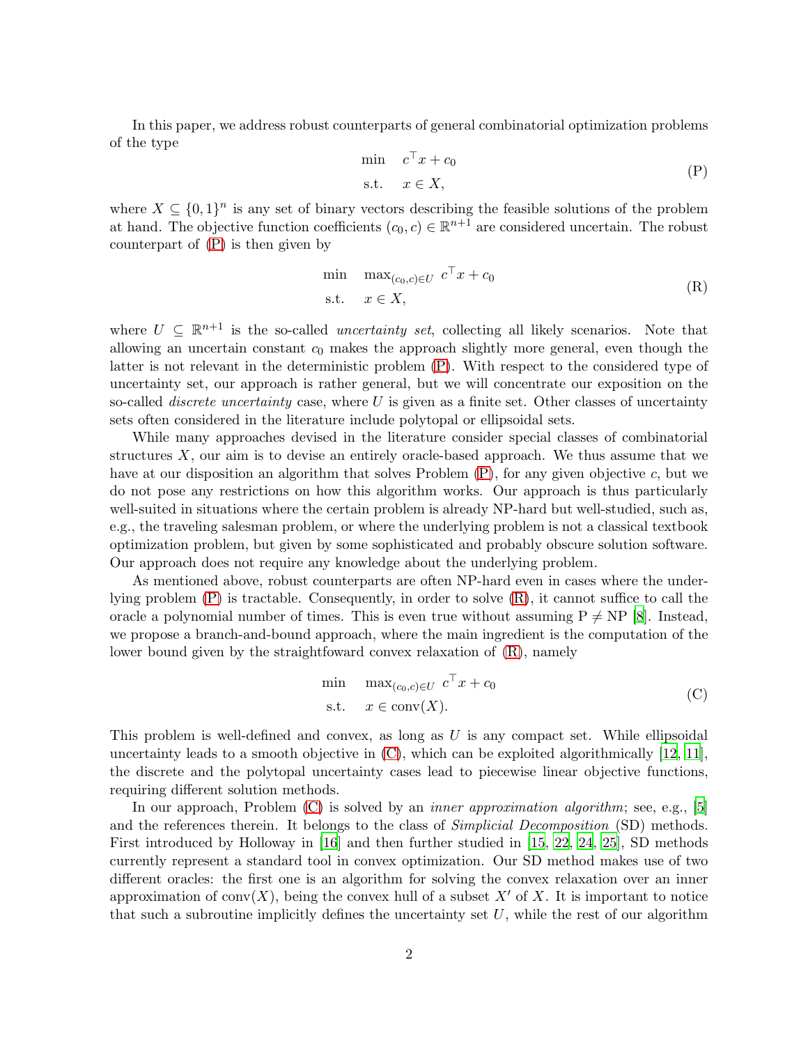In this paper, we address robust counterparts of general combinatorial optimization problems of the type

$$\begin{aligned} \min \quad & c^\top x + c_0 \\ \text{s.t.} \quad & x \in X, \end{aligned} \tag{P}$$

where $X \subseteq \{0,1\}^n$ is any set of binary vectors describing the feasible solutions of the problem at hand. The objective function coefficients $(c_0, c) \in \mathbb{R}^{n+1}$ are considered uncertain. The robust counterpart of (P) is then given by

$$\begin{aligned} \min \quad & \max_{(c_0,c)\in U} \ c^\top x + c_0 \\ \text{s.t.} \quad & x \in X, \end{aligned} \tag{R}$$

where $U \subseteq \mathbb{R}^{n+1}$ is the so-called *uncertainty set*, collecting all likely scenarios. Note that allowing an uncertain constant $c_0$ makes the approach slightly more general, even though the latter is not relevant in the deterministic problem (P). With respect to the considered type of uncertainty set, our approach is rather general, but we will concentrate our exposition on the so-called *discrete uncertainty* case, where $U$ is given as a finite set. Other classes of uncertainty sets often considered in the literature include polytopal or ellipsoidal sets.

While many approaches devised in the literature consider special classes of combinatorial structures $X$, our aim is to devise an entirely oracle-based approach. We thus assume that we have at our disposition an algorithm that solves Problem (P), for any given objective $c$, but we do not pose any restrictions on how this algorithm works. Our approach is thus particularly well-suited in situations where the certain problem is already NP-hard but well-studied, such as, e.g., the traveling salesman problem, or where the underlying problem is not a classical textbook optimization problem, but given by some sophisticated and probably obscure solution software. Our approach does not require any knowledge about the underlying problem.

As mentioned above, robust counterparts are often NP-hard even in cases where the underlying problem (P) is tractable. Consequently, in order to solve (R), it cannot suffice to call the oracle a polynomial number of times. This is even true without assuming P $\neq$ NP [8]. Instead, we propose a branch-and-bound approach, where the main ingredient is the computation of the lower bound given by the straightfoward convex relaxation of (R), namely

$$\begin{aligned} \min \quad & \max_{(c_0,c)\in U} \ c^\top x + c_0 \\ \text{s.t.} \quad & x \in \operatorname{conv}(X). \end{aligned} \tag{C}$$

This problem is well-defined and convex, as long as $U$ is any compact set. While ellipsoidal uncertainty leads to a smooth objective in (C), which can be exploited algorithmically [12, 11], the discrete and the polytopal uncertainty cases lead to piecewise linear objective functions, requiring different solution methods.

In our approach, Problem (C) is solved by an *inner approximation algorithm*; see, e.g., [5] and the references therein. It belongs to the class of *Simplicial Decomposition* (SD) methods. First introduced by Holloway in [16] and then further studied in [15, 22, 24, 25], SD methods currently represent a standard tool in convex optimization. Our SD method makes use of two different oracles: the first one is an algorithm for solving the convex relaxation over an inner approximation of $\operatorname{conv}(X)$, being the convex hull of a subset $X'$ of $X$. It is important to notice that such a subroutine implicitly defines the uncertainty set $U$, while the rest of our algorithm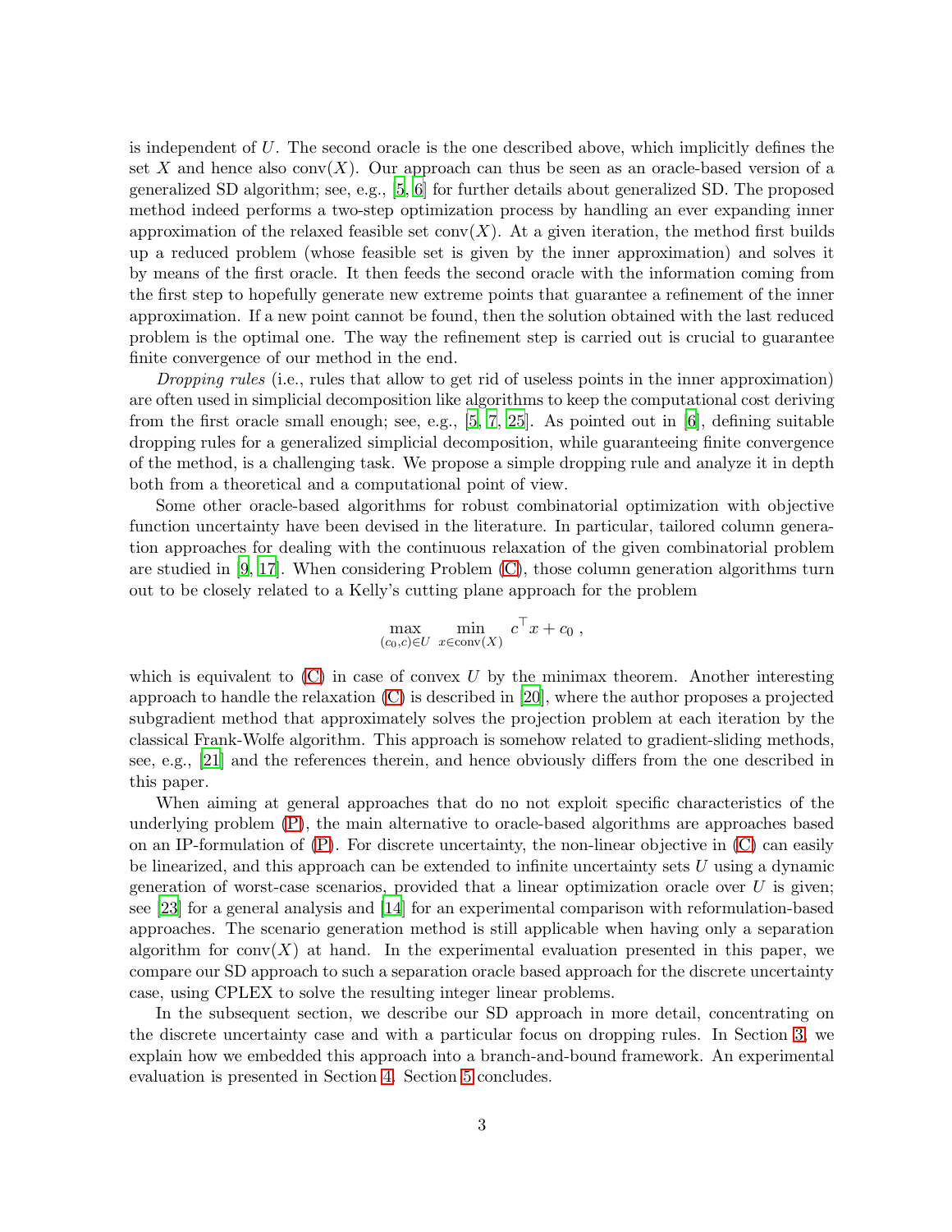is independent of $U$. The second oracle is the one described above, which implicitly defines the set $X$ and hence also $\text{conv}(X)$. Our approach can thus be seen as an oracle-based version of a generalized SD algorithm; see, e.g., [5, 6] for further details about generalized SD. The proposed method indeed performs a two-step optimization process by handling an ever expanding inner approximation of the relaxed feasible set $\text{conv}(X)$. At a given iteration, the method first builds up a reduced problem (whose feasible set is given by the inner approximation) and solves it by means of the first oracle. It then feeds the second oracle with the information coming from the first step to hopefully generate new extreme points that guarantee a refinement of the inner approximation. If a new point cannot be found, then the solution obtained with the last reduced problem is the optimal one. The way the refinement step is carried out is crucial to guarantee finite convergence of our method in the end.

*Dropping rules* (i.e., rules that allow to get rid of useless points in the inner approximation) are often used in simplicial decomposition like algorithms to keep the computational cost deriving from the first oracle small enough; see, e.g., [5, 7, 25]. As pointed out in [6], defining suitable dropping rules for a generalized simplicial decomposition, while guaranteeing finite convergence of the method, is a challenging task. We propose a simple dropping rule and analyze it in depth both from a theoretical and a computational point of view.

Some other oracle-based algorithms for robust combinatorial optimization with objective function uncertainty have been devised in the literature. In particular, tailored column generation approaches for dealing with the continuous relaxation of the given combinatorial problem are studied in [9, 17]. When considering Problem (C), those column generation algorithms turn out to be closely related to a Kelly's cutting plane approach for the problem

$$\max_{(c_0,c)\in U} \; \min_{x\in \text{conv}(X)} \; c^\top x + c_0 \; ,$$

which is equivalent to (C) in case of convex $U$ by the minimax theorem. Another interesting approach to handle the relaxation (C) is described in [20], where the author proposes a projected subgradient method that approximately solves the projection problem at each iteration by the classical Frank-Wolfe algorithm. This approach is somehow related to gradient-sliding methods, see, e.g., [21] and the references therein, and hence obviously differs from the one described in this paper.

When aiming at general approaches that do no not exploit specific characteristics of the underlying problem (P), the main alternative to oracle-based algorithms are approaches based on an IP-formulation of (P). For discrete uncertainty, the non-linear objective in (C) can easily be linearized, and this approach can be extended to infinite uncertainty sets $U$ using a dynamic generation of worst-case scenarios, provided that a linear optimization oracle over $U$ is given; see [23] for a general analysis and [14] for an experimental comparison with reformulation-based approaches. The scenario generation method is still applicable when having only a separation algorithm for $\text{conv}(X)$ at hand. In the experimental evaluation presented in this paper, we compare our SD approach to such a separation oracle based approach for the discrete uncertainty case, using CPLEX to solve the resulting integer linear problems.

In the subsequent section, we describe our SD approach in more detail, concentrating on the discrete uncertainty case and with a particular focus on dropping rules. In Section 3, we explain how we embedded this approach into a branch-and-bound framework. An experimental evaluation is presented in Section 4. Section 5 concludes.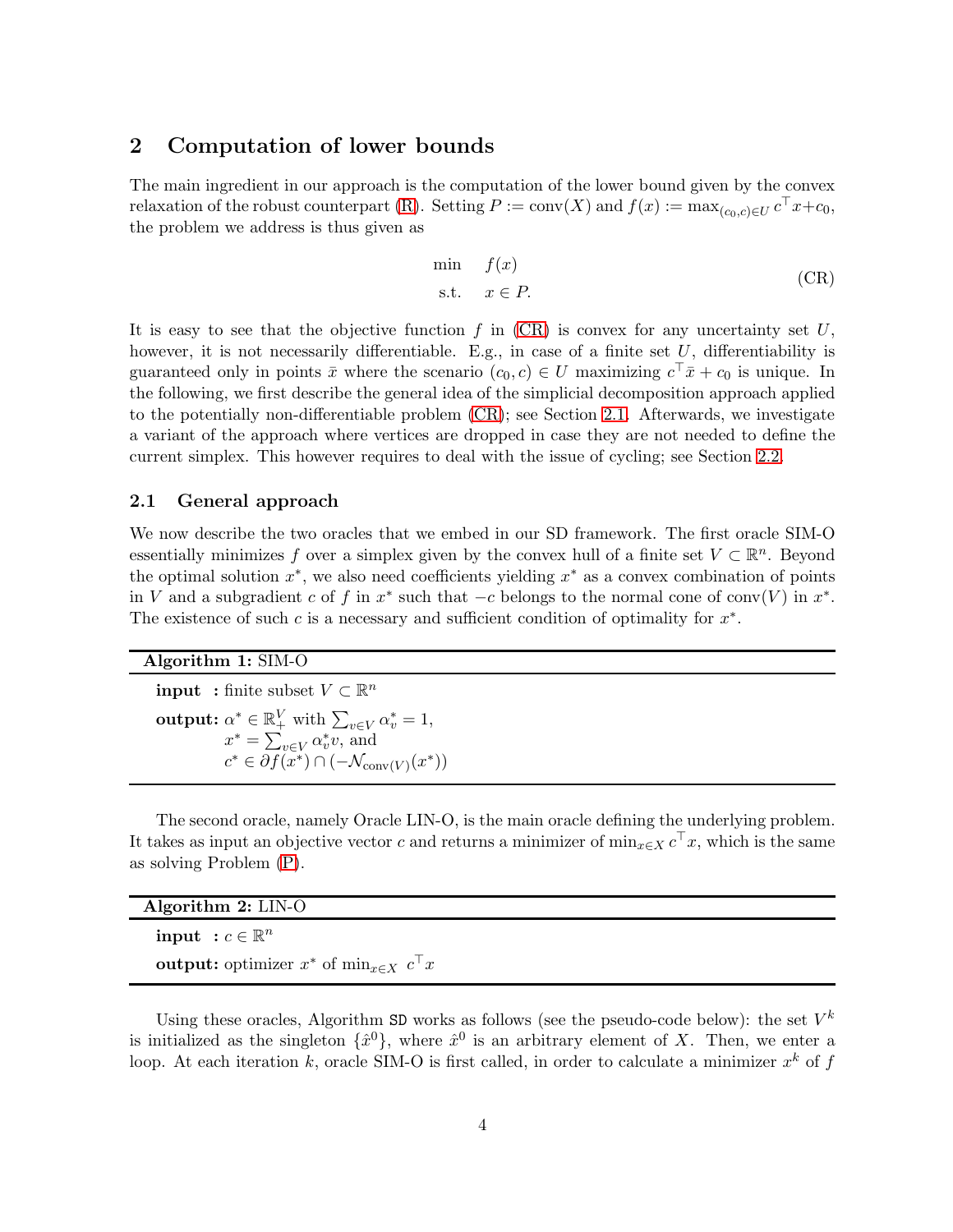## 2 Computation of lower bounds

The main ingredient in our approach is the computation of the lower bound given by the convex relaxation of the robust counterpart (R). Setting $P := \text{conv}(X)$ and $f(x) := \max_{(c_0,c)\in U} c^\top x + c_0$, the problem we address is thus given as

$$
\begin{aligned}
\min \quad & f(x) \\
\text{s.t.} \quad & x \in P.
\end{aligned}
\tag{CR}
$$

It is easy to see that the objective function $f$ in (CR) is convex for any uncertainty set $U$, however, it is not necessarily differentiable. E.g., in case of a finite set $U$, differentiability is guaranteed only in points $\bar{x}$ where the scenario $(c_0, c) \in U$ maximizing $c^\top \bar{x} + c_0$ is unique. In the following, we first describe the general idea of the simplicial decomposition approach applied to the potentially non-differentiable problem (CR); see Section 2.1. Afterwards, we investigate a variant of the approach where vertices are dropped in case they are not needed to define the current simplex. This however requires to deal with the issue of cycling; see Section 2.2.

### 2.1 General approach

We now describe the two oracles that we embed in our SD framework. The first oracle SIM-O essentially minimizes $f$ over a simplex given by the convex hull of a finite set $V \subset \mathbb{R}^n$. Beyond the optimal solution $x^*$, we also need coefficients yielding $x^*$ as a convex combination of points in $V$ and a subgradient $c$ of $f$ in $x^*$ such that $-c$ belongs to the normal cone of $\text{conv}(V)$ in $x^*$. The existence of such $c$ is a necessary and sufficient condition of optimality for $x^*$.

**Algorithm 1:** SIM-O

**input :** finite subset $V \subset \mathbb{R}^n$

**output:** $\alpha^* \in \mathbb{R}^V_+$ with $\sum_{v\in V} \alpha^*_v = 1$,
$x^* = \sum_{v\in V} \alpha^*_v v$, and
$c^* \in \partial f(x^*) \cap (-\mathcal{N}_{\text{conv}(V)}(x^*))$

The second oracle, namely Oracle LIN-O, is the main oracle defining the underlying problem. It takes as input an objective vector $c$ and returns a minimizer of $\min_{x\in X} c^\top x$, which is the same as solving Problem (P).

**Algorithm 2:** LIN-O

**input :** $c \in \mathbb{R}^n$

**output:** optimizer $x^*$ of $\min_{x\in X} \ c^\top x$

Using these oracles, Algorithm `SD` works as follows (see the pseudo-code below): the set $V^k$ is initialized as the singleton $\{\hat{x}^0\}$, where $\hat{x}^0$ is an arbitrary element of $X$. Then, we enter a loop. At each iteration $k$, oracle SIM-O is first called, in order to calculate a minimizer $x^k$ of $f$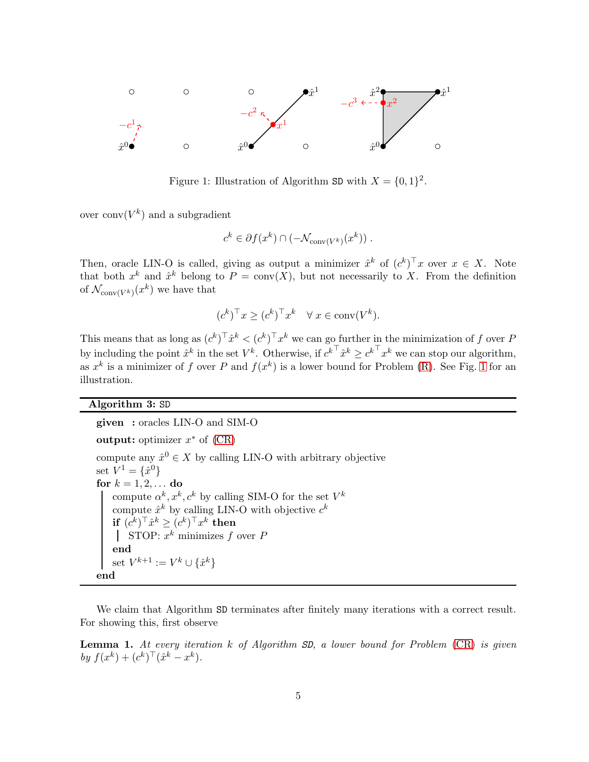Figure 1: Illustration of Algorithm SD with $X = \{0,1\}^2$.

over $\text{conv}(V^k)$ and a subgradient

$$c^k \in \partial f(x^k) \cap (-\mathcal{N}_{\text{conv}(V^k)}(x^k)) .$$

Then, oracle LIN-O is called, giving as output a minimizer $\hat{x}^k$ of $(c^k)^\top x$ over $x \in X$. Note that both $x^k$ and $\hat{x}^k$ belong to $P = \text{conv}(X)$, but not necessarily to $X$. From the definition of $\mathcal{N}_{\text{conv}(V^k)}(x^k)$ we have that

$$(c^k)^\top x \geq (c^k)^\top x^k \quad \forall\, x \in \text{conv}(V^k).$$

This means that as long as $(c^k)^\top \hat{x}^k < (c^k)^\top x^k$ we can go further in the minimization of $f$ over $P$ by including the point $\hat{x}^k$ in the set $V^k$. Otherwise, if ${c^k}^\top \hat{x}^k \geq {c^k}^\top x^k$ we can stop our algorithm, as $x^k$ is a minimizer of $f$ over $P$ and $f(x^k)$ is a lower bound for Problem (R). See Fig. 1 for an illustration.

---

**Algorithm 3:** SD

---

**given** : oracles LIN-O and SIM-O

**output:** optimizer $x^*$ of (CR)

compute any $\hat{x}^0 \in X$ by calling LIN-O with arbitrary objective
set $V^1 = \{\hat{x}^0\}$
**for** $k = 1, 2, \ldots$ **do**
  compute $\alpha^k, x^k, c^k$ by calling SIM-O for the set $V^k$
  compute $\hat{x}^k$ by calling LIN-O with objective $c^k$
  **if** $(c^k)^\top \hat{x}^k \geq (c^k)^\top x^k$ **then**
    STOP: $x^k$ minimizes $f$ over $P$
  **end**
  set $V^{k+1} := V^k \cup \{\hat{x}^k\}$
**end**

---

We claim that Algorithm SD terminates after finitely many iterations with a correct result. For showing this, first observe

**Lemma 1.** *At every iteration $k$ of Algorithm SD, a lower bound for Problem (CR) is given by $f(x^k) + (c^k)^\top(\hat{x}^k - x^k)$.*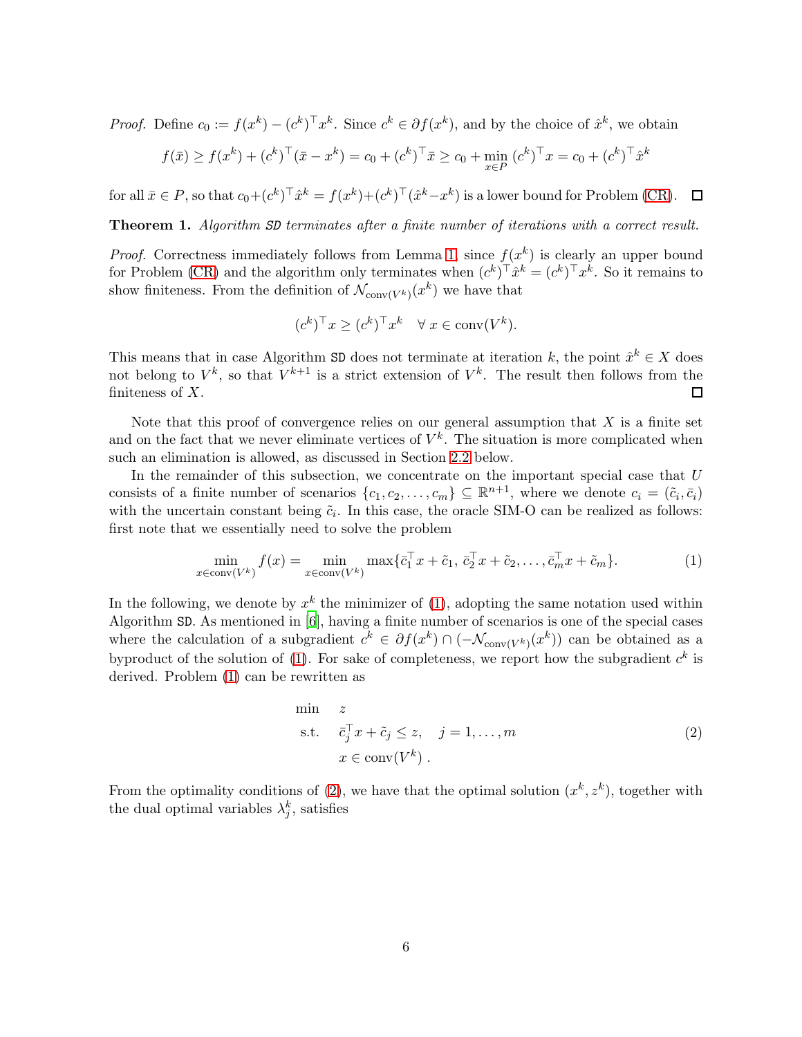*Proof.* Define $c_0 := f(x^k) - (c^k)^\top x^k$. Since $c^k \in \partial f(x^k)$, and by the choice of $\hat{x}^k$, we obtain

$$f(\bar{x}) \geq f(x^k) + (c^k)^\top(\bar{x} - x^k) = c_0 + (c^k)^\top \bar{x} \geq c_0 + \min_{x \in P} (c^k)^\top x = c_0 + (c^k)^\top \hat{x}^k$$

for all $\bar{x} \in P$, so that $c_0 + (c^k)^\top \hat{x}^k = f(x^k) + (c^k)^\top(\hat{x}^k - x^k)$ is a lower bound for Problem (CR). $\square$

**Theorem 1.** *Algorithm SD terminates after a finite number of iterations with a correct result.*

*Proof.* Correctness immediately follows from Lemma 1, since $f(x^k)$ is clearly an upper bound for Problem (CR) and the algorithm only terminates when $(c^k)^\top \hat{x}^k = (c^k)^\top x^k$. So it remains to show finiteness. From the definition of $\mathcal{N}_{\text{conv}(V^k)}(x^k)$ we have that

$$(c^k)^\top x \geq (c^k)^\top x^k \quad \forall\, x \in \text{conv}(V^k).$$

This means that in case Algorithm SD does not terminate at iteration $k$, the point $\hat{x}^k \in X$ does not belong to $V^k$, so that $V^{k+1}$ is a strict extension of $V^k$. The result then follows from the finiteness of $X$. $\square$

Note that this proof of convergence relies on our general assumption that $X$ is a finite set and on the fact that we never eliminate vertices of $V^k$. The situation is more complicated when such an elimination is allowed, as discussed in Section 2.2 below.

In the remainder of this subsection, we concentrate on the important special case that $U$ consists of a finite number of scenarios $\{c_1, c_2, \ldots, c_m\} \subseteq \mathbb{R}^{n+1}$, where we denote $c_i = (\tilde{c}_i, \bar{c}_i)$ with the uncertain constant being $\tilde{c}_i$. In this case, the oracle SIM-O can be realized as follows: first note that we essentially need to solve the problem

$$\min_{x \in \text{conv}(V^k)} f(x) = \min_{x \in \text{conv}(V^k)} \max\{\bar{c}_1^\top x + \tilde{c}_1,\, \bar{c}_2^\top x + \tilde{c}_2, \ldots, \bar{c}_m^\top x + \tilde{c}_m\}. \tag{1}$$

In the following, we denote by $x^k$ the minimizer of (1), adopting the same notation used within Algorithm SD. As mentioned in [6], having a finite number of scenarios is one of the special cases where the calculation of a subgradient $c^k \in \partial f(x^k) \cap (-\mathcal{N}_{\text{conv}(V^k)}(x^k))$ can be obtained as a byproduct of the solution of (1). For sake of completeness, we report how the subgradient $c^k$ is derived. Problem (1) can be rewritten as

$$\begin{array}{ll} \min & z \\ \text{s.t.} & \bar{c}_j^\top x + \tilde{c}_j \leq z, \quad j = 1, \ldots, m \\ & x \in \text{conv}(V^k)\,. \end{array} \tag{2}$$

From the optimality conditions of (2), we have that the optimal solution $(x^k, z^k)$, together with the dual optimal variables $\lambda_j^k$, satisfies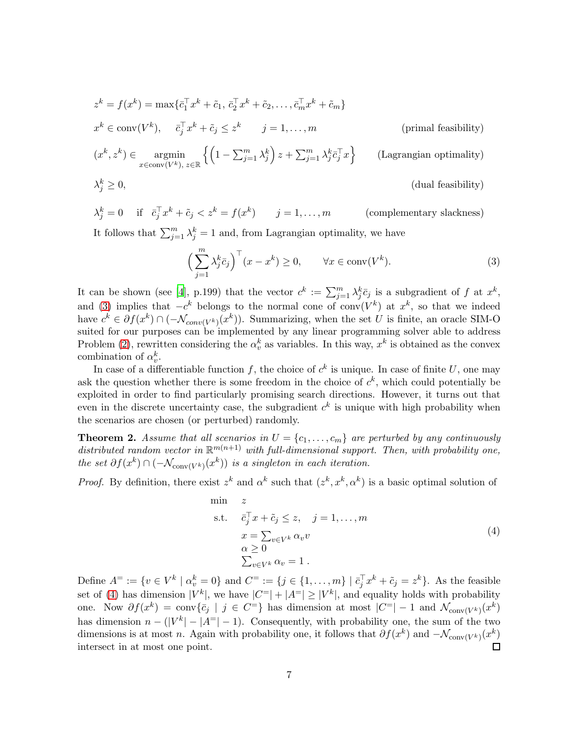$$z^k = f(x^k) = \max\{\bar{c}_1^\top x^k + \tilde{c}_1,\, \bar{c}_2^\top x^k + \tilde{c}_2, \ldots, \bar{c}_m^\top x^k + \tilde{c}_m\}$$

$$x^k \in \operatorname{conv}(V^k), \quad \bar{c}_j^\top x^k + \tilde{c}_j \leq z^k \qquad j = 1, \ldots, m \qquad \text{(primal feasibility)}$$

$$(x^k, z^k) \in \operatorname*{argmin}_{x \in \operatorname{conv}(V^k),\, z \in \mathbb{R}} \left\{ \left(1 - \textstyle\sum_{j=1}^m \lambda_j^k\right) z + \textstyle\sum_{j=1}^m \lambda_j^k \bar{c}_j^\top x \right\} \qquad \text{(Lagrangian optimality)}$$

$$\lambda_j^k \geq 0, \qquad \text{(dual feasibility)}$$

$$\lambda_j^k = 0 \quad \text{if} \quad \bar{c}_j^\top x^k + \tilde{c}_j < z^k = f(x^k) \qquad j = 1, \ldots, m \qquad \text{(complementary slackness)}$$

It follows that $\sum_{j=1}^m \lambda_j^k = 1$ and, from Lagrangian optimality, we have

$$\Big( \sum_{j=1}^m \lambda_j^k \bar{c}_j \Big)^\top (x - x^k) \geq 0, \qquad \forall x \in \operatorname{conv}(V^k). \tag{3}$$

It can be shown (see [4], p.199) that the vector $c^k := \sum_{j=1}^m \lambda_j^k \bar{c}_j$ is a subgradient of $f$ at $x^k$, and (3) implies that $-c^k$ belongs to the normal cone of $\operatorname{conv}(V^k)$ at $x^k$, so that we indeed have $c^k \in \partial f(x^k) \cap (-\mathcal{N}_{conv(V^k)}(x^k))$. Summarizing, when the set $U$ is finite, an oracle SIM-O suited for our purposes can be implemented by any linear programming solver able to address Problem (2), rewritten considering the $\alpha_v^k$ as variables. In this way, $x^k$ is obtained as the convex combination of $\alpha_v^k$.

In case of a differentiable function $f$, the choice of $c^k$ is unique. In case of finite $U$, one may ask the question whether there is some freedom in the choice of $c^k$, which could potentially be exploited in order to find particularly promising search directions. However, it turns out that even in the discrete uncertainty case, the subgradient $c^k$ is unique with high probability when the scenarios are chosen (or perturbed) randomly.

**Theorem 2.** *Assume that all scenarios in $U = \{c_1, \ldots, c_m\}$ are perturbed by any continuously distributed random vector in $\mathbb{R}^{m(n+1)}$ with full-dimensional support. Then, with probability one, the set $\partial f(x^k) \cap (-\mathcal{N}_{\operatorname{conv}(V^k)}(x^k))$ is a singleton in each iteration.*

*Proof.* By definition, there exist $z^k$ and $\alpha^k$ such that $(z^k, x^k, \alpha^k)$ is a basic optimal solution of

$$\begin{aligned} \min \quad & z \\ \text{s.t.} \quad & \bar{c}_j^\top x + \tilde{c}_j \leq z, \quad j = 1, \ldots, m \\ & x = \textstyle\sum_{v \in V^k} \alpha_v v \\ & \alpha \geq 0 \\ & \textstyle\sum_{v \in V^k} \alpha_v = 1 \,. \end{aligned} \tag{4}$$

Define $A^= := \{v \in V^k \mid \alpha_v^k = 0\}$ and $C^= := \{j \in \{1, \ldots, m\} \mid \bar{c}_j^\top x^k + \tilde{c}_j = z^k\}$. As the feasible set of (4) has dimension $|V^k|$, we have $|C^=| + |A^=| \geq |V^k|$, and equality holds with probability one. Now $\partial f(x^k) = \operatorname{conv}\{\bar{c}_j \mid j \in C^=\}$ has dimension at most $|C^=| - 1$ and $\mathcal{N}_{\operatorname{conv}(V^k)}(x^k)$ has dimension $n - (|V^k| - |A^=| - 1)$. Consequently, with probability one, the sum of the two dimensions is at most $n$. Again with probability one, it follows that $\partial f(x^k)$ and $-\mathcal{N}_{\operatorname{conv}(V^k)}(x^k)$ intersect in at most one point. $\square$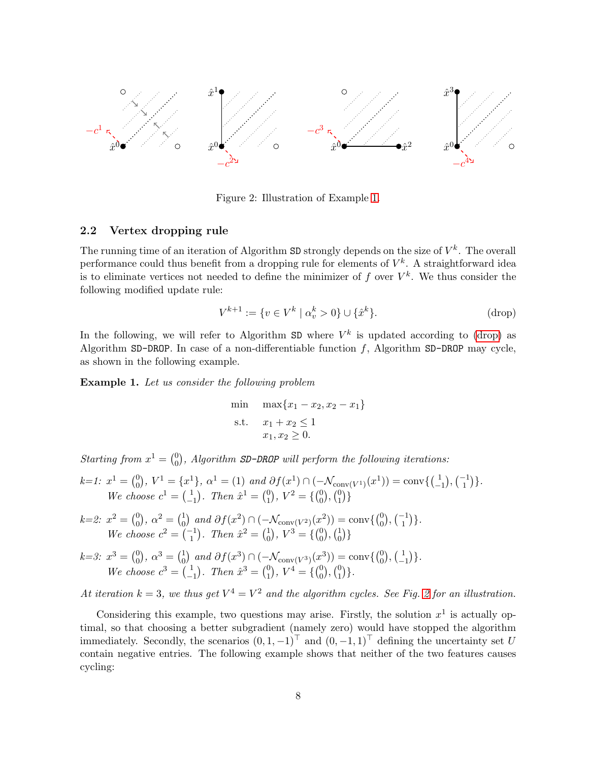Figure 2: Illustration of Example 1.

## 2.2 Vertex dropping rule

The running time of an iteration of Algorithm SD strongly depends on the size of $V^k$. The overall performance could thus benefit from a dropping rule for elements of $V^k$. A straightforward idea is to eliminate vertices not needed to define the minimizer of $f$ over $V^k$. We thus consider the following modified update rule:

$$V^{k+1} := \{v \in V^k \mid \alpha_v^k > 0\} \cup \{\hat{x}^k\}. \tag{drop}$$

In the following, we will refer to Algorithm SD where $V^k$ is updated according to (drop) as Algorithm SD-DROP. In case of a non-differentiable function $f$, Algorithm SD-DROP may cycle, as shown in the following example.

**Example 1.** *Let us consider the following problem*

$$\begin{aligned} \min \quad & \max\{x_1 - x_2, x_2 - x_1\} \\ \text{s.t.} \quad & x_1 + x_2 \leq 1 \\ & x_1, x_2 \geq 0. \end{aligned}$$

*Starting from $x^1 = \binom{0}{0}$, Algorithm SD-DROP will perform the following iterations:*

*k=1: $x^1 = \binom{0}{0}$, $V^1 = \{x^1\}$, $\alpha^1 = (1)$ and $\partial f(x^1) \cap (-\mathcal{N}_{\text{conv}(V^1)}(x^1)) = \text{conv}\{\binom{1}{-1}, \binom{-1}{1}\}$.*
*We choose $c^1 = \binom{1}{-1}$. Then $\hat{x}^1 = \binom{0}{1}$, $V^2 = \{\binom{0}{0}, \binom{0}{1}\}$*

*k=2: $x^2 = \binom{0}{0}$, $\alpha^2 = \binom{1}{0}$ and $\partial f(x^2) \cap (-\mathcal{N}_{\text{conv}(V^2)}(x^2)) = \text{conv}\{\binom{0}{0}, \binom{-1}{1}\}$.*
*We choose $c^2 = \binom{-1}{1}$. Then $\hat{x}^2 = \binom{1}{0}$, $V^3 = \{\binom{0}{0}, \binom{1}{0}\}$*

*k=3: $x^3 = \binom{0}{0}$, $\alpha^3 = \binom{1}{0}$ and $\partial f(x^3) \cap (-\mathcal{N}_{\text{conv}(V^3)}(x^3)) = \text{conv}\{\binom{0}{0}, \binom{1}{-1}\}$.*
*We choose $c^3 = \binom{1}{-1}$. Then $\hat{x}^3 = \binom{0}{1}$, $V^4 = \{\binom{0}{0}, \binom{0}{1}\}$.*

*At iteration $k = 3$, we thus get $V^4 = V^2$ and the algorithm cycles. See Fig. 2 for an illustration.*

Considering this example, two questions may arise. Firstly, the solution $x^1$ is actually optimal, so that choosing a better subgradient (namely zero) would have stopped the algorithm immediately. Secondly, the scenarios $(0, 1, -1)^\top$ and $(0, -1, 1)^\top$ defining the uncertainty set $U$ contain negative entries. The following example shows that neither of the two features causes cycling: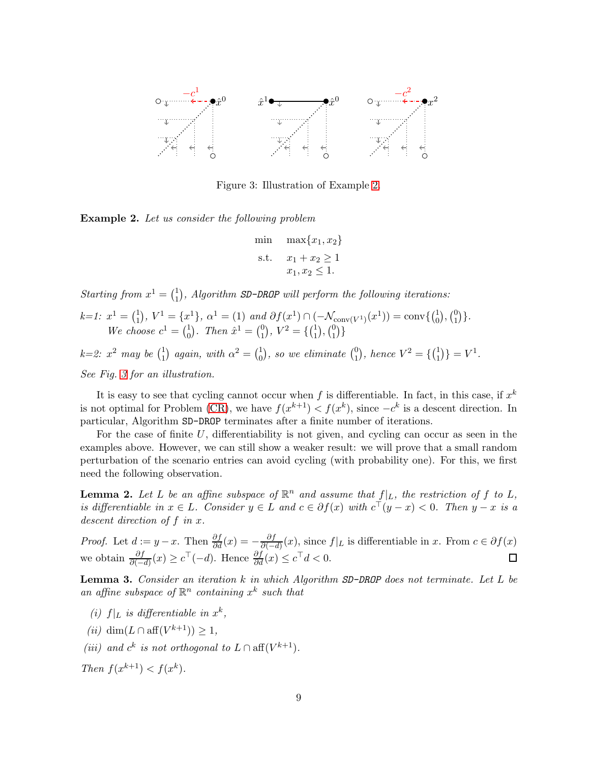Figure 3: Illustration of Example 2.

**Example 2.** *Let us consider the following problem*

$$\begin{aligned} \min \quad & \max\{x_1, x_2\} \\ \text{s.t.} \quad & x_1 + x_2 \geq 1 \\ & x_1, x_2 \leq 1. \end{aligned}$$

*Starting from $x^1 = \binom{1}{1}$, Algorithm* SD-DROP *will perform the following iterations:*

*k=1: $x^1 = \binom{1}{1}$, $V^1 = \{x^1\}$, $\alpha^1 = (1)$ and $\partial f(x^1) \cap (-\mathcal{N}_{\mathrm{conv}(V^1)}(x^1)) = \mathrm{conv}\{\binom{1}{0}, \binom{0}{1}\}$. We choose $c^1 = \binom{1}{0}$. Then $\hat{x}^1 = \binom{0}{1}$, $V^2 = \{\binom{1}{1}, \binom{0}{1}\}$*

*k=2: $x^2$ may be $\binom{1}{1}$ again, with $\alpha^2 = \binom{1}{0}$, so we eliminate $\binom{0}{1}$, hence $V^2 = \{\binom{1}{1}\} = V^1$.*

*See Fig. 3 for an illustration.*

It is easy to see that cycling cannot occur when $f$ is differentiable. In fact, in this case, if $x^k$ is not optimal for Problem (CR), we have $f(x^{k+1}) < f(x^k)$, since $-c^k$ is a descent direction. In particular, Algorithm SD-DROP terminates after a finite number of iterations.

For the case of finite $U$, differentiability is not given, and cycling can occur as seen in the examples above. However, we can still show a weaker result: we will prove that a small random perturbation of the scenario entries can avoid cycling (with probability one). For this, we first need the following observation.

**Lemma 2.** *Let $L$ be an affine subspace of $\mathbb{R}^n$ and assume that $f|_L$, the restriction of $f$ to $L$, is differentiable in $x \in L$. Consider $y \in L$ and $c \in \partial f(x)$ with $c^\top (y - x) < 0$. Then $y - x$ is a descent direction of $f$ in $x$.*

*Proof.* Let $d := y - x$. Then $\frac{\partial f}{\partial d}(x) = -\frac{\partial f}{\partial(-d)}(x)$, since $f|_L$ is differentiable in $x$. From $c \in \partial f(x)$ we obtain $\frac{\partial f}{\partial(-d)}(x) \geq c^\top(-d)$. Hence $\frac{\partial f}{\partial d}(x) \leq c^\top d < 0$. □

**Lemma 3.** *Consider an iteration $k$ in which Algorithm* SD-DROP *does not terminate. Let $L$ be an affine subspace of $\mathbb{R}^n$ containing $x^k$ such that*

*(i) $f|_L$ is differentiable in $x^k$,*

*(ii) $\dim(L \cap \mathrm{aff}(V^{k+1})) \geq 1$,*

*(iii) and $c^k$ is not orthogonal to $L \cap \mathrm{aff}(V^{k+1})$.*

*Then $f(x^{k+1}) < f(x^k)$.*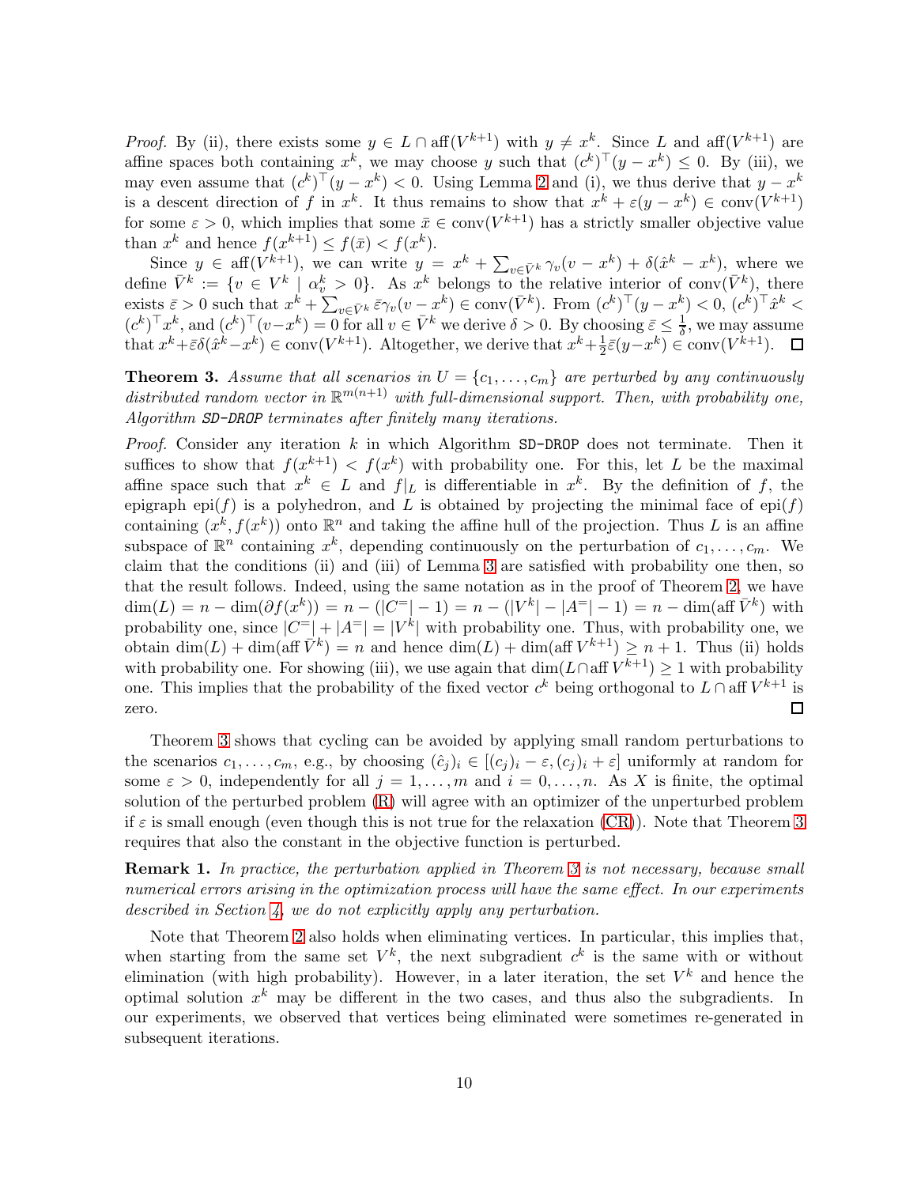*Proof.* By (ii), there exists some $y \in L \cap \text{aff}(V^{k+1})$ with $y \neq x^k$. Since $L$ and $\text{aff}(V^{k+1})$ are affine spaces both containing $x^k$, we may choose $y$ such that $(c^k)^\top(y - x^k) \leq 0$. By (iii), we may even assume that $(c^k)^\top(y - x^k) < 0$. Using Lemma 2 and (i), we thus derive that $y - x^k$ is a descent direction of $f$ in $x^k$. It thus remains to show that $x^k + \varepsilon(y - x^k) \in \text{conv}(V^{k+1})$ for some $\varepsilon > 0$, which implies that some $\bar{x} \in \text{conv}(V^{k+1})$ has a strictly smaller objective value than $x^k$ and hence $f(x^{k+1}) \leq f(\bar{x}) < f(x^k)$.

Since $y \in \text{aff}(V^{k+1})$, we can write $y = x^k + \sum_{v \in \bar{V}^k} \gamma_v(v - x^k) + \delta(\hat{x}^k - x^k)$, where we define $\bar{V}^k := \{v \in V^k \mid \alpha_v^k > 0\}$. As $x^k$ belongs to the relative interior of $\text{conv}(\bar{V}^k)$, there exists $\bar{\varepsilon} > 0$ such that $x^k + \sum_{v \in \bar{V}^k} \bar{\varepsilon}\gamma_v(v - x^k) \in \text{conv}(\bar{V}^k)$. From $(c^k)^\top(y - x^k) < 0$, $(c^k)^\top \hat{x}^k < (c^k)^\top x^k$, and $(c^k)^\top(v - x^k) = 0$ for all $v \in \bar{V}^k$ we derive $\delta > 0$. By choosing $\bar{\varepsilon} \leq \frac{1}{\delta}$, we may assume that $x^k + \bar{\varepsilon}\delta(\hat{x}^k - x^k) \in \text{conv}(V^{k+1})$. Altogether, we derive that $x^k + \frac{1}{2}\bar{\varepsilon}(y - x^k) \in \text{conv}(V^{k+1})$. $\square$

**Theorem 3.** *Assume that all scenarios in $U = \{c_1, \ldots, c_m\}$ are perturbed by any continuously distributed random vector in $\mathbb{R}^{m(n+1)}$ with full-dimensional support. Then, with probability one, Algorithm* `SD-DROP` *terminates after finitely many iterations.*

*Proof.* Consider any iteration $k$ in which Algorithm `SD-DROP` does not terminate. Then it suffices to show that $f(x^{k+1}) < f(x^k)$ with probability one. For this, let $L$ be the maximal affine space such that $x^k \in L$ and $f|_L$ is differentiable in $x^k$. By the definition of $f$, the epigraph $\text{epi}(f)$ is a polyhedron, and $L$ is obtained by projecting the minimal face of $\text{epi}(f)$ containing $(x^k, f(x^k))$ onto $\mathbb{R}^n$ and taking the affine hull of the projection. Thus $L$ is an affine subspace of $\mathbb{R}^n$ containing $x^k$, depending continuously on the perturbation of $c_1, \ldots, c_m$. We claim that the conditions (ii) and (iii) of Lemma 3 are satisfied with probability one then, so that the result follows. Indeed, using the same notation as in the proof of Theorem 2, we have $\dim(L) = n - \dim(\partial f(x^k)) = n - (|C^=| - 1) = n - (|V^k| - |A^=| - 1) = n - \dim(\text{aff}\,\bar{V}^k)$ with probability one, since $|C^=| + |A^=| = |V^k|$ with probability one. Thus, with probability one, we obtain $\dim(L) + \dim(\text{aff}\,\bar{V}^k) = n$ and hence $\dim(L) + \dim(\text{aff}\,V^{k+1}) \geq n + 1$. Thus (ii) holds with probability one. For showing (iii), we use again that $\dim(L \cap \text{aff}\,V^{k+1}) \geq 1$ with probability one. This implies that the probability of the fixed vector $c^k$ being orthogonal to $L \cap \text{aff}\,V^{k+1}$ is zero. $\square$

Theorem 3 shows that cycling can be avoided by applying small random perturbations to the scenarios $c_1, \ldots, c_m$, e.g., by choosing $(\hat{c}_j)_i \in [(c_j)_i - \varepsilon, (c_j)_i + \varepsilon]$ uniformly at random for some $\varepsilon > 0$, independently for all $j = 1, \ldots, m$ and $i = 0, \ldots, n$. As $X$ is finite, the optimal solution of the perturbed problem (R) will agree with an optimizer of the unperturbed problem if $\varepsilon$ is small enough (even though this is not true for the relaxation (CR)). Note that Theorem 3 requires that also the constant in the objective function is perturbed.

**Remark 1.** *In practice, the perturbation applied in Theorem 3 is not necessary, because small numerical errors arising in the optimization process will have the same effect. In our experiments described in Section 4, we do not explicitly apply any perturbation.*

Note that Theorem 2 also holds when eliminating vertices. In particular, this implies that, when starting from the same set $V^k$, the next subgradient $c^k$ is the same with or without elimination (with high probability). However, in a later iteration, the set $V^k$ and hence the optimal solution $x^k$ may be different in the two cases, and thus also the subgradients. In our experiments, we observed that vertices being eliminated were sometimes re-generated in subsequent iterations.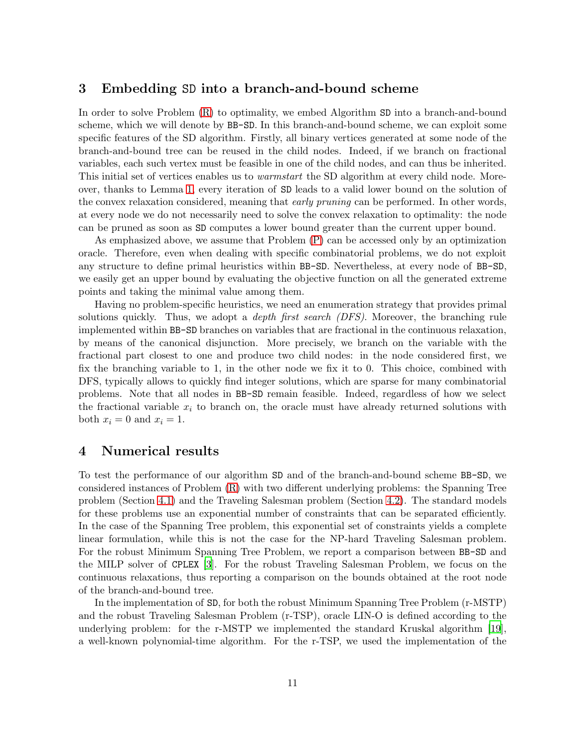# 3 Embedding SD into a branch-and-bound scheme

In order to solve Problem (R) to optimality, we embed Algorithm SD into a branch-and-bound scheme, which we will denote by BB-SD. In this branch-and-bound scheme, we can exploit some specific features of the SD algorithm. Firstly, all binary vertices generated at some node of the branch-and-bound tree can be reused in the child nodes. Indeed, if we branch on fractional variables, each such vertex must be feasible in one of the child nodes, and can thus be inherited. This initial set of vertices enables us to *warmstart* the SD algorithm at every child node. Moreover, thanks to Lemma 1, every iteration of SD leads to a valid lower bound on the solution of the convex relaxation considered, meaning that *early pruning* can be performed. In other words, at every node we do not necessarily need to solve the convex relaxation to optimality: the node can be pruned as soon as SD computes a lower bound greater than the current upper bound.

As emphasized above, we assume that Problem (P) can be accessed only by an optimization oracle. Therefore, even when dealing with specific combinatorial problems, we do not exploit any structure to define primal heuristics within BB-SD. Nevertheless, at every node of BB-SD, we easily get an upper bound by evaluating the objective function on all the generated extreme points and taking the minimal value among them.

Having no problem-specific heuristics, we need an enumeration strategy that provides primal solutions quickly. Thus, we adopt a *depth first search (DFS)*. Moreover, the branching rule implemented within BB-SD branches on variables that are fractional in the continuous relaxation, by means of the canonical disjunction. More precisely, we branch on the variable with the fractional part closest to one and produce two child nodes: in the node considered first, we fix the branching variable to 1, in the other node we fix it to 0. This choice, combined with DFS, typically allows to quickly find integer solutions, which are sparse for many combinatorial problems. Note that all nodes in BB-SD remain feasible. Indeed, regardless of how we select the fractional variable $x_i$ to branch on, the oracle must have already returned solutions with both $x_i = 0$ and $x_i = 1$.

# 4 Numerical results

To test the performance of our algorithm SD and of the branch-and-bound scheme BB-SD, we considered instances of Problem (R) with two different underlying problems: the Spanning Tree problem (Section 4.1) and the Traveling Salesman problem (Section 4.2). The standard models for these problems use an exponential number of constraints that can be separated efficiently. In the case of the Spanning Tree problem, this exponential set of constraints yields a complete linear formulation, while this is not the case for the NP-hard Traveling Salesman problem. For the robust Minimum Spanning Tree Problem, we report a comparison between BB-SD and the MILP solver of CPLEX [3]. For the robust Traveling Salesman Problem, we focus on the continuous relaxations, thus reporting a comparison on the bounds obtained at the root node of the branch-and-bound tree.

In the implementation of SD, for both the robust Minimum Spanning Tree Problem (r-MSTP) and the robust Traveling Salesman Problem (r-TSP), oracle LIN-O is defined according to the underlying problem: for the r-MSTP we implemented the standard Kruskal algorithm [19], a well-known polynomial-time algorithm. For the r-TSP, we used the implementation of the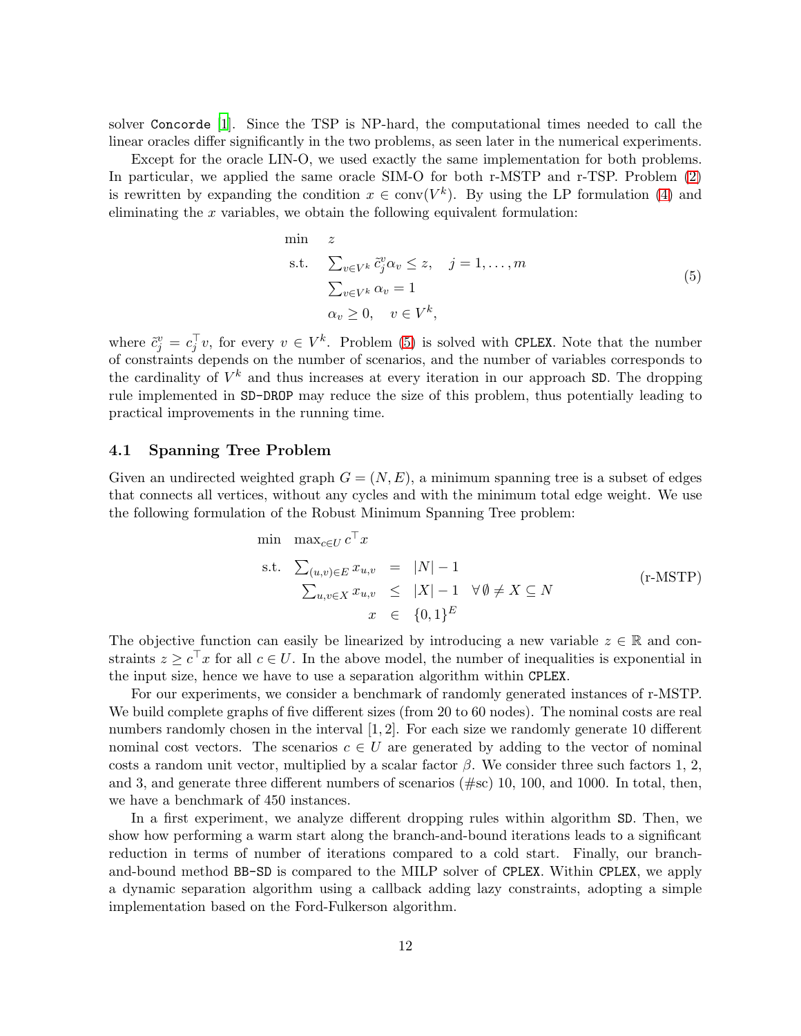solver Concorde [1]. Since the TSP is NP-hard, the computational times needed to call the linear oracles differ significantly in the two problems, as seen later in the numerical experiments.

Except for the oracle LIN-O, we used exactly the same implementation for both problems. In particular, we applied the same oracle SIM-O for both r-MSTP and r-TSP. Problem (2) is rewritten by expanding the condition $x \in \text{conv}(V^k)$. By using the LP formulation (4) and eliminating the $x$ variables, we obtain the following equivalent formulation:

$$
\begin{aligned}
\min \quad & z \\
\text{s.t.} \quad & \textstyle\sum_{v \in V^k} \tilde{c}_j^v \alpha_v \leq z, \quad j = 1, \dots, m \\
& \textstyle\sum_{v \in V^k} \alpha_v = 1 \\
& \alpha_v \geq 0, \quad v \in V^k,
\end{aligned}
\tag{5}
$$

where $\tilde{c}_j^v = c_j^\top v$, for every $v \in V^k$. Problem (5) is solved with CPLEX. Note that the number of constraints depends on the number of scenarios, and the number of variables corresponds to the cardinality of $V^k$ and thus increases at every iteration in our approach SD. The dropping rule implemented in SD-DROP may reduce the size of this problem, thus potentially leading to practical improvements in the running time.

### 4.1 Spanning Tree Problem

Given an undirected weighted graph $G = (N, E)$, a minimum spanning tree is a subset of edges that connects all vertices, without any cycles and with the minimum total edge weight. We use the following formulation of the Robust Minimum Spanning Tree problem:

$$
\begin{aligned}
\min \quad & \max_{c \in U} c^\top x \\
\text{s.t.} \quad & \textstyle\sum_{(u,v) \in E} x_{u,v} = |N| - 1 \\
& \textstyle\sum_{u,v \in X} x_{u,v} \leq |X| - 1 \quad \forall \emptyset \neq X \subseteq N \\
& x \in \{0,1\}^E
\end{aligned}
\tag{r-MSTP}
$$

The objective function can easily be linearized by introducing a new variable $z \in \mathbb{R}$ and constraints $z \geq c^\top x$ for all $c \in U$. In the above model, the number of inequalities is exponential in the input size, hence we have to use a separation algorithm within CPLEX.

For our experiments, we consider a benchmark of randomly generated instances of r-MSTP. We build complete graphs of five different sizes (from 20 to 60 nodes). The nominal costs are real numbers randomly chosen in the interval $[1, 2]$. For each size we randomly generate 10 different nominal cost vectors. The scenarios $c \in U$ are generated by adding to the vector of nominal costs a random unit vector, multiplied by a scalar factor $\beta$. We consider three such factors 1, 2, and 3, and generate three different numbers of scenarios (#sc) 10, 100, and 1000. In total, then, we have a benchmark of 450 instances.

In a first experiment, we analyze different dropping rules within algorithm SD. Then, we show how performing a warm start along the branch-and-bound iterations leads to a significant reduction in terms of number of iterations compared to a cold start. Finally, our branch-and-bound method BB-SD is compared to the MILP solver of CPLEX. Within CPLEX, we apply a dynamic separation algorithm using a callback adding lazy constraints, adopting a simple implementation based on the Ford-Fulkerson algorithm.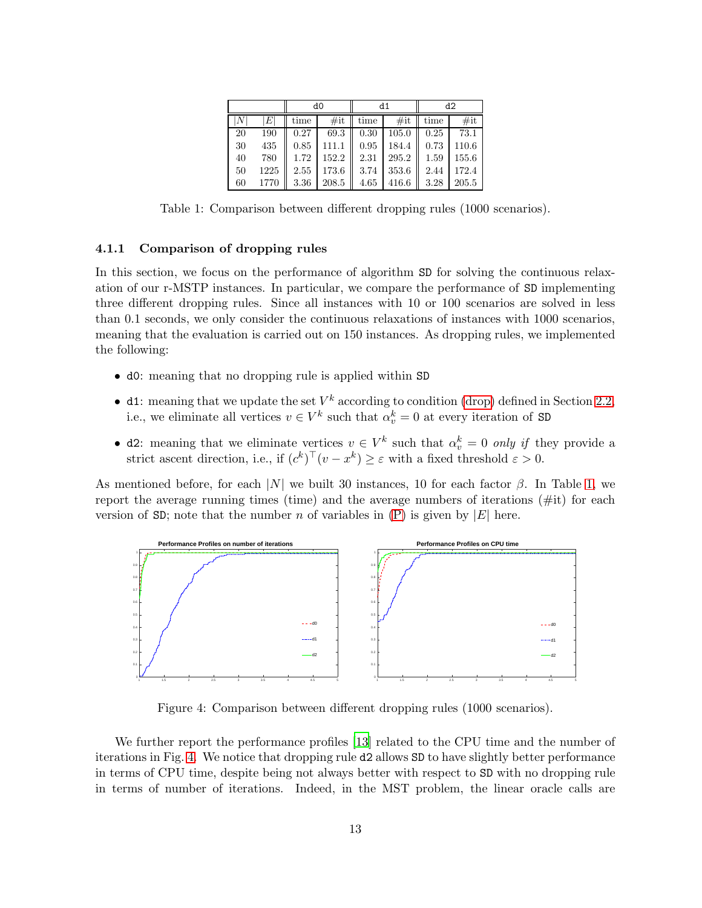| | | d0 | | d1 | | d2 | |
|---|---|---|---|---|---|---|---|
| $\|N\|$ | $\|E\|$ | time | #it | time | #it | time | #it |
| 20 | 190 | 0.27 | 69.3 | 0.30 | 105.0 | 0.25 | 73.1 |
| 30 | 435 | 0.85 | 111.1 | 0.95 | 184.4 | 0.73 | 110.6 |
| 40 | 780 | 1.72 | 152.2 | 2.31 | 295.2 | 1.59 | 155.6 |
| 50 | 1225 | 2.55 | 173.6 | 3.74 | 353.6 | 2.44 | 172.4 |
| 60 | 1770 | 3.36 | 208.5 | 4.65 | 416.6 | 3.28 | 205.5 |

Table 1: Comparison between different dropping rules (1000 scenarios).

#### 4.1.1 Comparison of dropping rules

In this section, we focus on the performance of algorithm SD for solving the continuous relaxation of our r-MSTP instances. In particular, we compare the performance of SD implementing three different dropping rules. Since all instances with 10 or 100 scenarios are solved in less than 0.1 seconds, we only consider the continuous relaxations of instances with 1000 scenarios, meaning that the evaluation is carried out on 150 instances. As dropping rules, we implemented the following:

- d0: meaning that no dropping rule is applied within SD
- d1: meaning that we update the set $V^k$ according to condition (drop) defined in Section 2.2, i.e., we eliminate all vertices $v \in V^k$ such that $\alpha_v^k = 0$ at every iteration of SD
- d2: meaning that we eliminate vertices $v \in V^k$ such that $\alpha_v^k = 0$ *only if* they provide a strict ascent direction, i.e., if $(c^k)^\top (v - x^k) \geq \varepsilon$ with a fixed threshold $\varepsilon > 0$.

As mentioned before, for each $|N|$ we built 30 instances, 10 for each factor $\beta$. In Table 1, we report the average running times (time) and the average numbers of iterations (#it) for each version of SD; note that the number $n$ of variables in (P) is given by $|E|$ here.

Figure 4: Comparison between different dropping rules (1000 scenarios).

We further report the performance profiles [13] related to the CPU time and the number of iterations in Fig. 4. We notice that dropping rule d2 allows SD to have slightly better performance in terms of CPU time, despite being not always better with respect to SD with no dropping rule in terms of number of iterations. Indeed, in the MST problem, the linear oracle calls are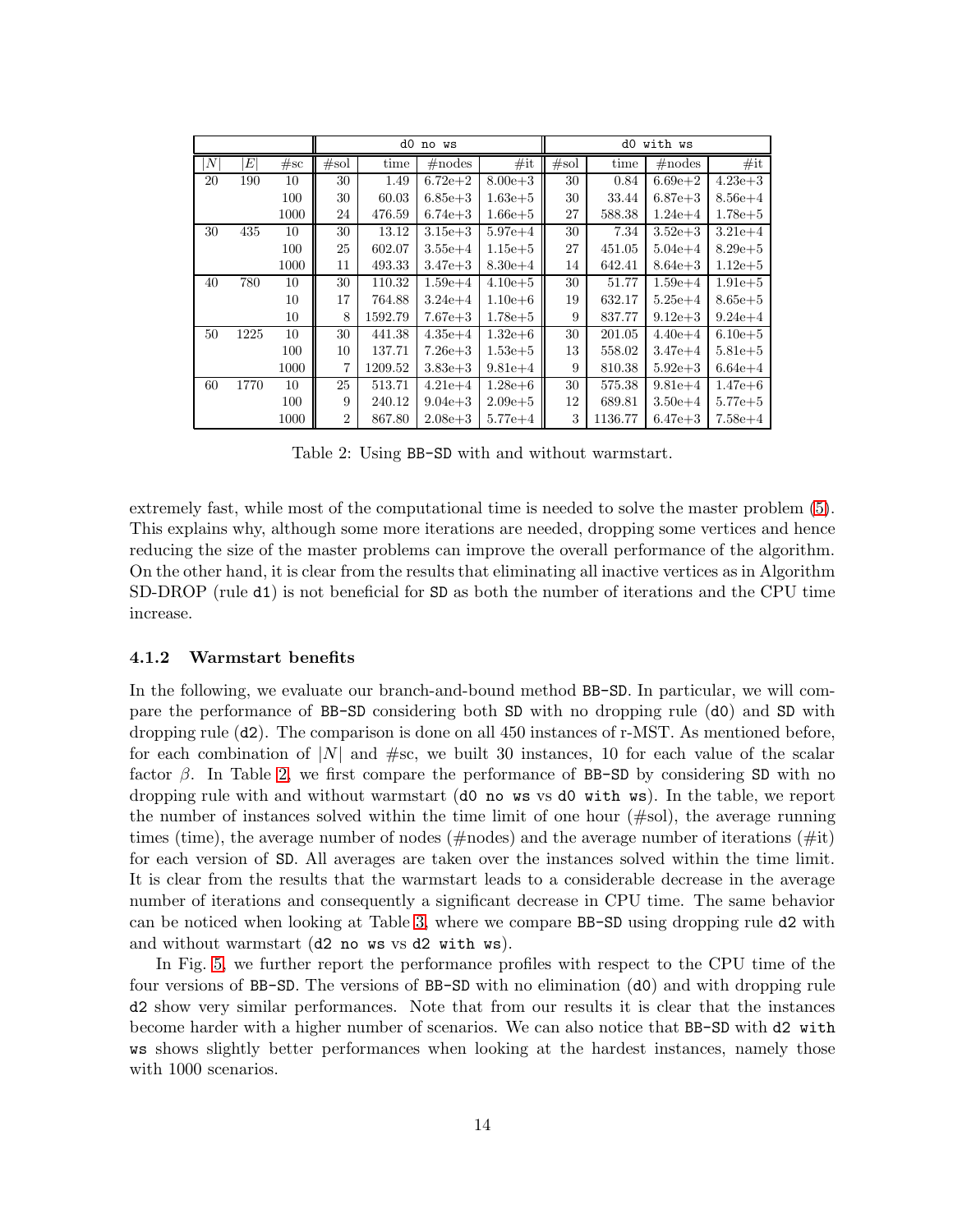| | | | `d0 no ws` | | | | `d0 with ws` | | | |
|---|---|---|---|---|---|---|---|---|---|---|
| $\|N\|$ | $\|E\|$ | #sc | #sol | time | #nodes | #it | #sol | time | #nodes | #it |
| 20 | 190 | 10 | 30 | 1.49 | 6.72e+2 | 8.00e+3 | 30 | 0.84 | 6.69e+2 | 4.23e+3 |
| | | 100 | 30 | 60.03 | 6.85e+3 | 1.63e+5 | 30 | 33.44 | 6.87e+3 | 8.56e+4 |
| | | 1000 | 24 | 476.59 | 6.74e+3 | 1.66e+5 | 27 | 588.38 | 1.24e+4 | 1.78e+5 |
| 30 | 435 | 10 | 30 | 13.12 | 3.15e+3 | 5.97e+4 | 30 | 7.34 | 3.52e+3 | 3.21e+4 |
| | | 100 | 25 | 602.07 | 3.55e+4 | 1.15e+5 | 27 | 451.05 | 5.04e+4 | 8.29e+5 |
| | | 1000 | 11 | 493.33 | 3.47e+3 | 8.30e+4 | 14 | 642.41 | 8.64e+3 | 1.12e+5 |
| 40 | 780 | 10 | 30 | 110.32 | 1.59e+4 | 4.10e+5 | 30 | 51.77 | 1.59e+4 | 1.91e+5 |
| | | 10 | 17 | 764.88 | 3.24e+4 | 1.10e+6 | 19 | 632.17 | 5.25e+4 | 8.65e+5 |
| | | 10 | 8 | 1592.79 | 7.67e+3 | 1.78e+5 | 9 | 837.77 | 9.12e+3 | 9.24e+4 |
| 50 | 1225 | 10 | 30 | 441.38 | 4.35e+4 | 1.32e+6 | 30 | 201.05 | 4.40e+4 | 6.10e+5 |
| | | 100 | 10 | 137.71 | 7.26e+3 | 1.53e+5 | 13 | 558.02 | 3.47e+4 | 5.81e+5 |
| | | 1000 | 7 | 1209.52 | 3.83e+3 | 9.81e+4 | 9 | 810.38 | 5.92e+3 | 6.64e+4 |
| 60 | 1770 | 10 | 25 | 513.71 | 4.21e+4 | 1.28e+6 | 30 | 575.38 | 9.81e+4 | 1.47e+6 |
| | | 100 | 9 | 240.12 | 9.04e+3 | 2.09e+5 | 12 | 689.81 | 3.50e+4 | 5.77e+5 |
| | | 1000 | 2 | 867.80 | 2.08e+3 | 5.77e+4 | 3 | 1136.77 | 6.47e+3 | 7.58e+4 |

Table 2: Using `BB-SD` with and without warmstart.

extremely fast, while most of the computational time is needed to solve the master problem (5). This explains why, although some more iterations are needed, dropping some vertices and hence reducing the size of the master problems can improve the overall performance of the algorithm. On the other hand, it is clear from the results that eliminating all inactive vertices as in Algorithm SD-DROP (rule `d1`) is not beneficial for `SD` as both the number of iterations and the CPU time increase.

#### 4.1.2 Warmstart benefits

In the following, we evaluate our branch-and-bound method `BB-SD`. In particular, we will compare the performance of `BB-SD` considering both `SD` with no dropping rule (`d0`) and `SD` with dropping rule (`d2`). The comparison is done on all 450 instances of r-MST. As mentioned before, for each combination of $|N|$ and #sc, we built 30 instances, 10 for each value of the scalar factor $\beta$. In Table 2, we first compare the performance of `BB-SD` by considering `SD` with no dropping rule with and without warmstart (`d0 no ws` vs `d0 with ws`). In the table, we report the number of instances solved within the time limit of one hour (#sol), the average running times (time), the average number of nodes (#nodes) and the average number of iterations (#it) for each version of `SD`. All averages are taken over the instances solved within the time limit. It is clear from the results that the warmstart leads to a considerable decrease in the average number of iterations and consequently a significant decrease in CPU time. The same behavior can be noticed when looking at Table 3, where we compare `BB-SD` using dropping rule `d2` with and without warmstart (`d2 no ws` vs `d2 with ws`).

In Fig. 5, we further report the performance profiles with respect to the CPU time of the four versions of `BB-SD`. The versions of `BB-SD` with no elimination (`d0`) and with dropping rule `d2` show very similar performances. Note that from our results it is clear that the instances become harder with a higher number of scenarios. We can also notice that `BB-SD` with `d2 with ws` shows slightly better performances when looking at the hardest instances, namely those with 1000 scenarios.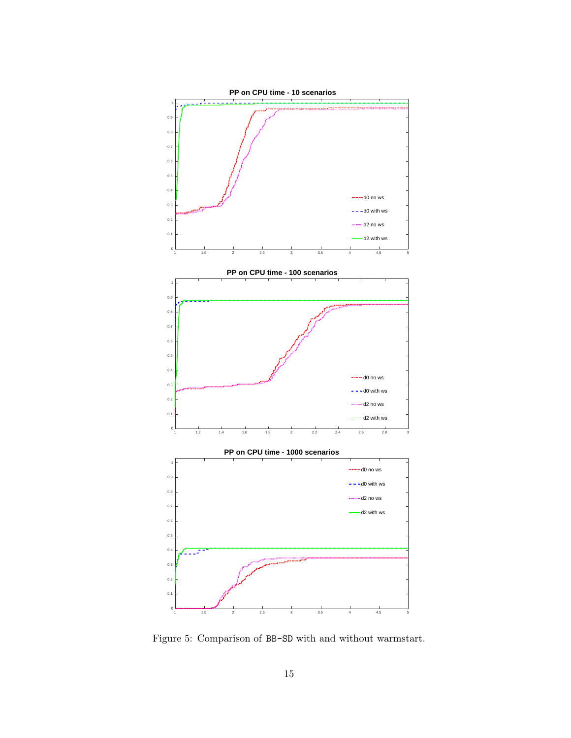Figure 5: Comparison of BB-SD with and without warmstart.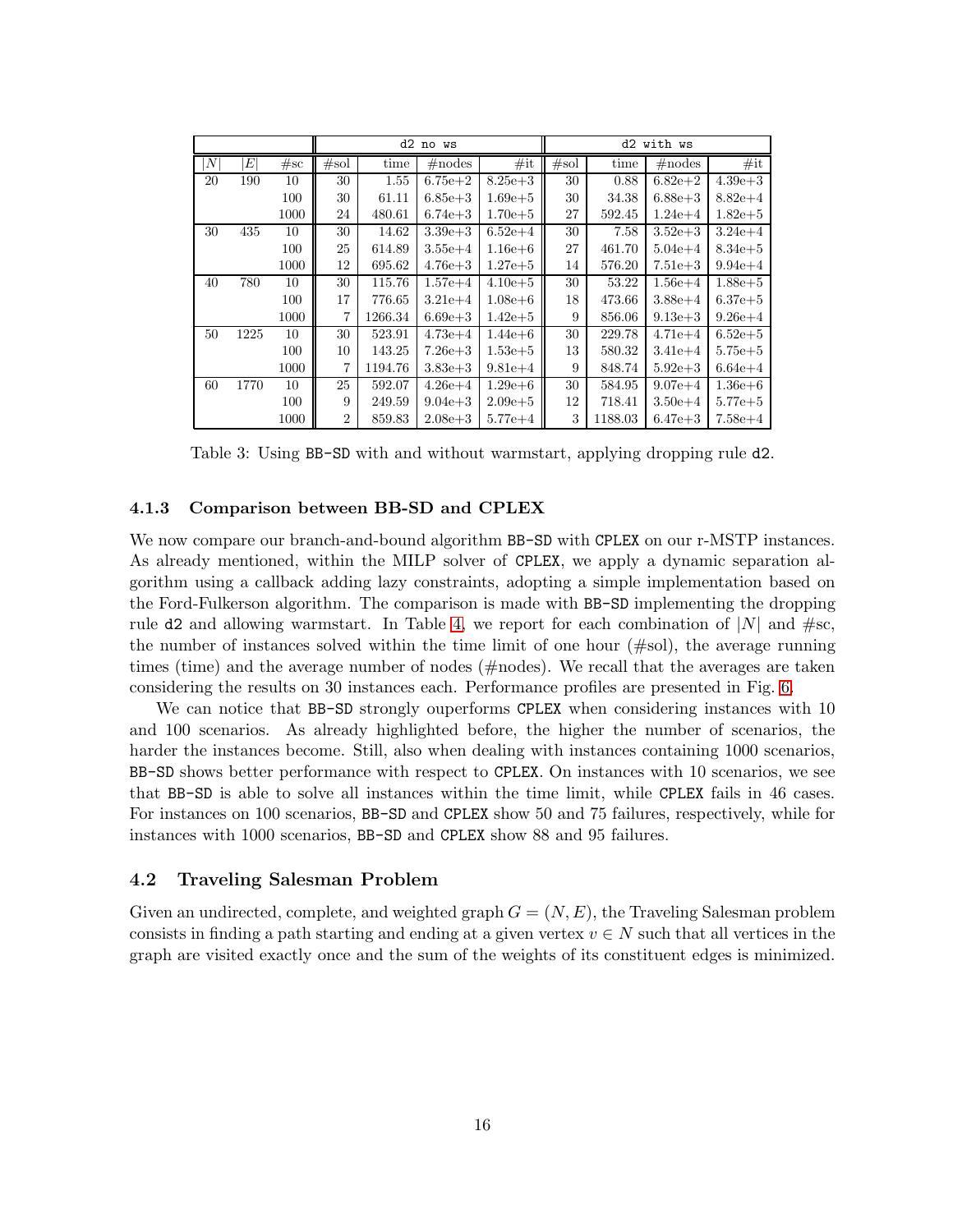| | | | d2 no ws | | | | d2 with ws | | | |
|---|---|---|---|---|---|---|---|---|---|---|
| $\|N\|$ | $\|E\|$ | #sc | #sol | time | #nodes | #it | #sol | time | #nodes | #it |
| 20 | 190 | 10 | 30 | 1.55 | 6.75e+2 | 8.25e+3 | 30 | 0.88 | 6.82e+2 | 4.39e+3 |
| | | 100 | 30 | 61.11 | 6.85e+3 | 1.69e+5 | 30 | 34.38 | 6.88e+3 | 8.82e+4 |
| | | 1000 | 24 | 480.61 | 6.74e+3 | 1.70e+5 | 27 | 592.45 | 1.24e+4 | 1.82e+5 |
| 30 | 435 | 10 | 30 | 14.62 | 3.39e+3 | 6.52e+4 | 30 | 7.58 | 3.52e+3 | 3.24e+4 |
| | | 100 | 25 | 614.89 | 3.55e+4 | 1.16e+6 | 27 | 461.70 | 5.04e+4 | 8.34e+5 |
| | | 1000 | 12 | 695.62 | 4.76e+3 | 1.27e+5 | 14 | 576.20 | 7.51e+3 | 9.94e+4 |
| 40 | 780 | 10 | 30 | 115.76 | 1.57e+4 | 4.10e+5 | 30 | 53.22 | 1.56e+4 | 1.88e+5 |
| | | 100 | 17 | 776.65 | 3.21e+4 | 1.08e+6 | 18 | 473.66 | 3.88e+4 | 6.37e+5 |
| | | 1000 | 7 | 1266.34 | 6.69e+3 | 1.42e+5 | 9 | 856.06 | 9.13e+3 | 9.26e+4 |
| 50 | 1225 | 10 | 30 | 523.91 | 4.73e+4 | 1.44e+6 | 30 | 229.78 | 4.71e+4 | 6.52e+5 |
| | | 100 | 10 | 143.25 | 7.26e+3 | 1.53e+5 | 13 | 580.32 | 3.41e+4 | 5.75e+5 |
| | | 1000 | 7 | 1194.76 | 3.83e+3 | 9.81e+4 | 9 | 848.74 | 5.92e+3 | 6.64e+4 |
| 60 | 1770 | 10 | 25 | 592.07 | 4.26e+4 | 1.29e+6 | 30 | 584.95 | 9.07e+4 | 1.36e+6 |
| | | 100 | 9 | 249.59 | 9.04e+3 | 2.09e+5 | 12 | 718.41 | 3.50e+4 | 5.77e+5 |
| | | 1000 | 2 | 859.83 | 2.08e+3 | 5.77e+4 | 3 | 1188.03 | 6.47e+3 | 7.58e+4 |

Table 3: Using BB-SD with and without warmstart, applying dropping rule d2.

#### 4.1.3 Comparison between BB-SD and CPLEX

We now compare our branch-and-bound algorithm BB-SD with CPLEX on our r-MSTP instances. As already mentioned, within the MILP solver of CPLEX, we apply a dynamic separation algorithm using a callback adding lazy constraints, adopting a simple implementation based on the Ford-Fulkerson algorithm. The comparison is made with BB-SD implementing the dropping rule d2 and allowing warmstart. In Table 4, we report for each combination of $|N|$ and #sc, the number of instances solved within the time limit of one hour (#sol), the average running times (time) and the average number of nodes (#nodes). We recall that the averages are taken considering the results on 30 instances each. Performance profiles are presented in Fig. 6.

We can notice that BB-SD strongly ouperforms CPLEX when considering instances with 10 and 100 scenarios. As already highlighted before, the higher the number of scenarios, the harder the instances become. Still, also when dealing with instances containing 1000 scenarios, BB-SD shows better performance with respect to CPLEX. On instances with 10 scenarios, we see that BB-SD is able to solve all instances within the time limit, while CPLEX fails in 46 cases. For instances on 100 scenarios, BB-SD and CPLEX show 50 and 75 failures, respectively, while for instances with 1000 scenarios, BB-SD and CPLEX show 88 and 95 failures.

### 4.2 Traveling Salesman Problem

Given an undirected, complete, and weighted graph $G = (N, E)$, the Traveling Salesman problem consists in finding a path starting and ending at a given vertex $v \in N$ such that all vertices in the graph are visited exactly once and the sum of the weights of its constituent edges is minimized.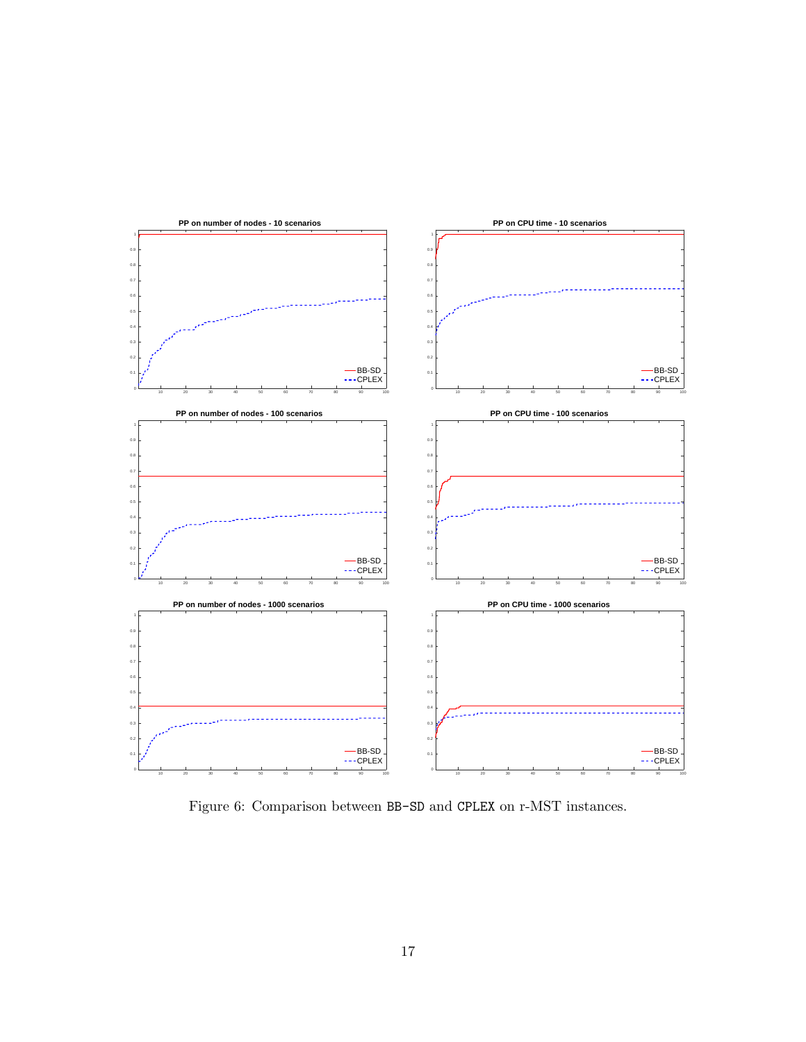Figure 6: Comparison between BB-SD and CPLEX on r-MST instances.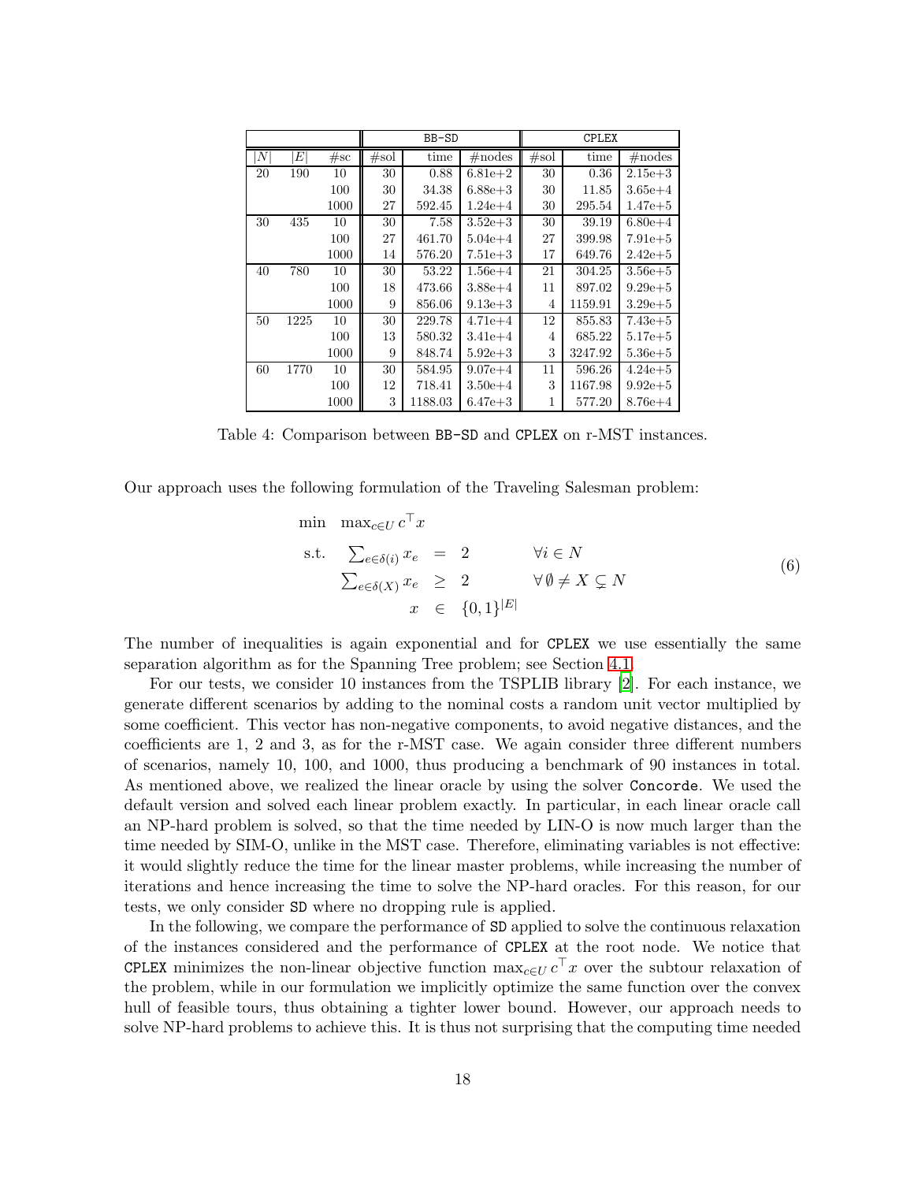| | | | BB-SD | | | CPLEX | | |
|---|---|---|---|---|---|---|---|---|
| $\|N\|$ | $\|E\|$ | #sc | #sol | time | #nodes | #sol | time | #nodes |
| 20 | 190 | 10 | 30 | 0.88 | 6.81e+2 | 30 | 0.36 | 2.15e+3 |
| | | 100 | 30 | 34.38 | 6.88e+3 | 30 | 11.85 | 3.65e+4 |
| | | 1000 | 27 | 592.45 | 1.24e+4 | 30 | 295.54 | 1.47e+5 |
| 30 | 435 | 10 | 30 | 7.58 | 3.52e+3 | 30 | 39.19 | 6.80e+4 |
| | | 100 | 27 | 461.70 | 5.04e+4 | 27 | 399.98 | 7.91e+5 |
| | | 1000 | 14 | 576.20 | 7.51e+3 | 17 | 649.76 | 2.42e+5 |
| 40 | 780 | 10 | 30 | 53.22 | 1.56e+4 | 21 | 304.25 | 3.56e+5 |
| | | 100 | 18 | 473.66 | 3.88e+4 | 11 | 897.02 | 9.29e+5 |
| | | 1000 | 9 | 856.06 | 9.13e+3 | 4 | 1159.91 | 3.29e+5 |
| 50 | 1225 | 10 | 30 | 229.78 | 4.71e+4 | 12 | 855.83 | 7.43e+5 |
| | | 100 | 13 | 580.32 | 3.41e+4 | 4 | 685.22 | 5.17e+5 |
| | | 1000 | 9 | 848.74 | 5.92e+3 | 3 | 3247.92 | 5.36e+5 |
| 60 | 1770 | 10 | 30 | 584.95 | 9.07e+4 | 11 | 596.26 | 4.24e+5 |
| | | 100 | 12 | 718.41 | 3.50e+4 | 3 | 1167.98 | 9.92e+5 |
| | | 1000 | 3 | 1188.03 | 6.47e+3 | 1 | 577.20 | 8.76e+4 |

Table 4: Comparison between BB-SD and CPLEX on r-MST instances.

Our approach uses the following formulation of the Traveling Salesman problem:

$$
\begin{array}{rrcll}
\min & \max_{c \in U} c^\top x & & & \\
\text{s.t.} & \sum_{e \in \delta(i)} x_e & = & 2 & \forall i \in N \\
& \sum_{e \in \delta(X)} x_e & \geq & 2 & \forall \emptyset \neq X \subsetneq N \\
& x & \in & \{0,1\}^{|E|} &
\end{array}
\tag{6}
$$

The number of inequalities is again exponential and for CPLEX we use essentially the same separation algorithm as for the Spanning Tree problem; see Section 4.1.

For our tests, we consider 10 instances from the TSPLIB library [2]. For each instance, we generate different scenarios by adding to the nominal costs a random unit vector multiplied by some coefficient. This vector has non-negative components, to avoid negative distances, and the coefficients are 1, 2 and 3, as for the r-MST case. We again consider three different numbers of scenarios, namely 10, 100, and 1000, thus producing a benchmark of 90 instances in total. As mentioned above, we realized the linear oracle by using the solver Concorde. We used the default version and solved each linear problem exactly. In particular, in each linear oracle call an NP-hard problem is solved, so that the time needed by LIN-O is now much larger than the time needed by SIM-O, unlike in the MST case. Therefore, eliminating variables is not effective: it would slightly reduce the time for the linear master problems, while increasing the number of iterations and hence increasing the time to solve the NP-hard oracles. For this reason, for our tests, we only consider SD where no dropping rule is applied.

In the following, we compare the performance of SD applied to solve the continuous relaxation of the instances considered and the performance of CPLEX at the root node. We notice that CPLEX minimizes the non-linear objective function $\max_{c \in U} c^\top x$ over the subtour relaxation of the problem, while in our formulation we implicitly optimize the same function over the convex hull of feasible tours, thus obtaining a tighter lower bound. However, our approach needs to solve NP-hard problems to achieve this. It is thus not surprising that the computing time needed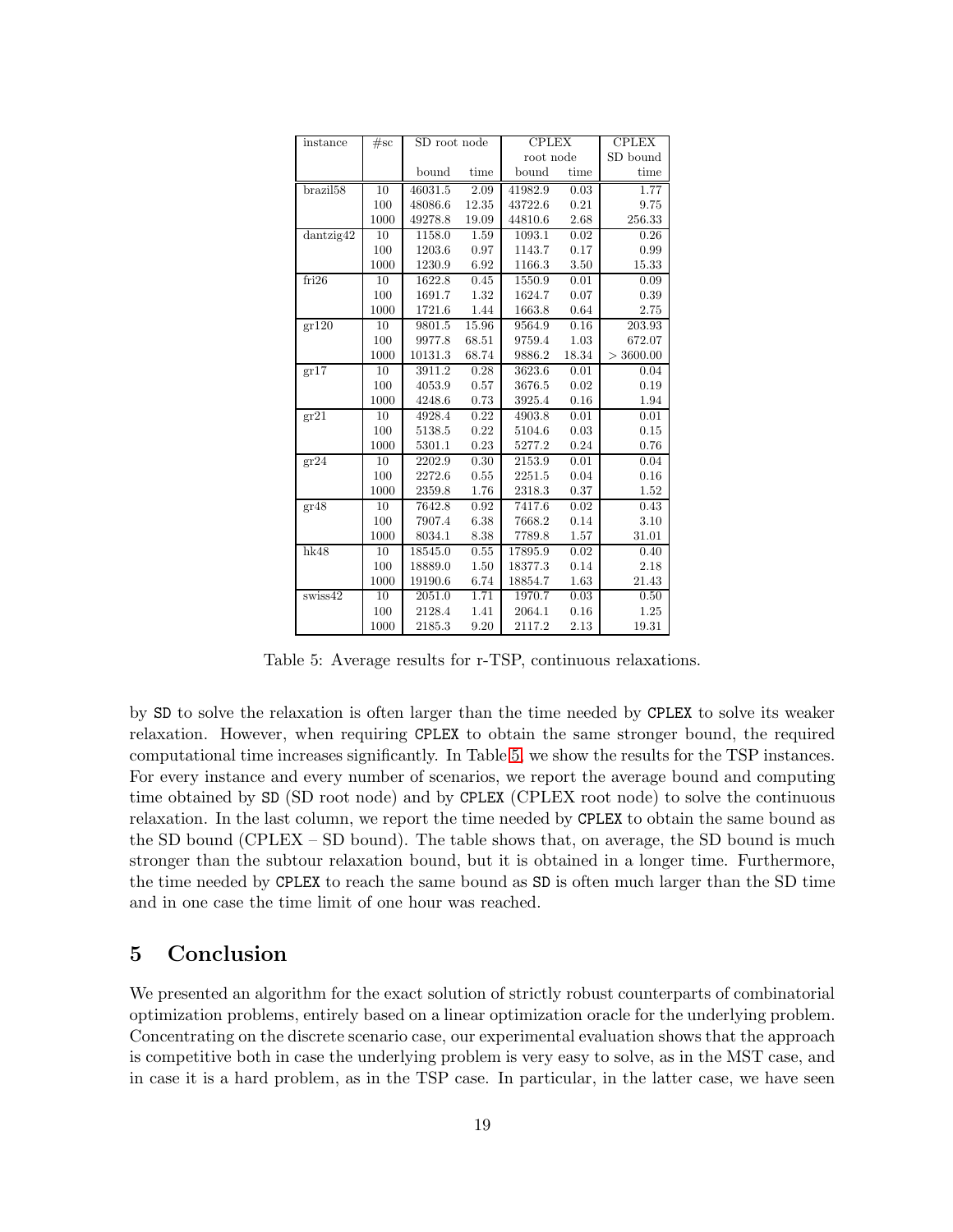| instance | #sc | SD root node | | CPLEX root node | | CPLEX SD bound |
|---|---|---|---|---|---|---|
| | | bound | time | bound | time | time |
| brazil58 | 10 | 46031.5 | 2.09 | 41982.9 | 0.03 | 1.77 |
| | 100 | 48086.6 | 12.35 | 43722.6 | 0.21 | 9.75 |
| | 1000 | 49278.8 | 19.09 | 44810.6 | 2.68 | 256.33 |
| dantzig42 | 10 | 1158.0 | 1.59 | 1093.1 | 0.02 | 0.26 |
| | 100 | 1203.6 | 0.97 | 1143.7 | 0.17 | 0.99 |
| | 1000 | 1230.9 | 6.92 | 1166.3 | 3.50 | 15.33 |
| fri26 | 10 | 1622.8 | 0.45 | 1550.9 | 0.01 | 0.09 |
| | 100 | 1691.7 | 1.32 | 1624.7 | 0.07 | 0.39 |
| | 1000 | 1721.6 | 1.44 | 1663.8 | 0.64 | 2.75 |
| gr120 | 10 | 9801.5 | 15.96 | 9564.9 | 0.16 | 203.93 |
| | 100 | 9977.8 | 68.51 | 9759.4 | 1.03 | 672.07 |
| | 1000 | 10131.3 | 68.74 | 9886.2 | 18.34 | > 3600.00 |
| gr17 | 10 | 3911.2 | 0.28 | 3623.6 | 0.01 | 0.04 |
| | 100 | 4053.9 | 0.57 | 3676.5 | 0.02 | 0.19 |
| | 1000 | 4248.6 | 0.73 | 3925.4 | 0.16 | 1.94 |
| gr21 | 10 | 4928.4 | 0.22 | 4903.8 | 0.01 | 0.01 |
| | 100 | 5138.5 | 0.22 | 5104.6 | 0.03 | 0.15 |
| | 1000 | 5301.1 | 0.23 | 5277.2 | 0.24 | 0.76 |
| gr24 | 10 | 2202.9 | 0.30 | 2153.9 | 0.01 | 0.04 |
| | 100 | 2272.6 | 0.55 | 2251.5 | 0.04 | 0.16 |
| | 1000 | 2359.8 | 1.76 | 2318.3 | 0.37 | 1.52 |
| gr48 | 10 | 7642.8 | 0.92 | 7417.6 | 0.02 | 0.43 |
| | 100 | 7907.4 | 6.38 | 7668.2 | 0.14 | 3.10 |
| | 1000 | 8034.1 | 8.38 | 7789.8 | 1.57 | 31.01 |
| hk48 | 10 | 18545.0 | 0.55 | 17895.9 | 0.02 | 0.40 |
| | 100 | 18889.0 | 1.50 | 18377.3 | 0.14 | 2.18 |
| | 1000 | 19190.6 | 6.74 | 18854.7 | 1.63 | 21.43 |
| swiss42 | 10 | 2051.0 | 1.71 | 1970.7 | 0.03 | 0.50 |
| | 100 | 2128.4 | 1.41 | 2064.1 | 0.16 | 1.25 |
| | 1000 | 2185.3 | 9.20 | 2117.2 | 2.13 | 19.31 |

Table 5: Average results for r-TSP, continuous relaxations.

by SD to solve the relaxation is often larger than the time needed by CPLEX to solve its weaker relaxation. However, when requiring CPLEX to obtain the same stronger bound, the required computational time increases significantly. In Table 5, we show the results for the TSP instances. For every instance and every number of scenarios, we report the average bound and computing time obtained by SD (SD root node) and by CPLEX (CPLEX root node) to solve the continuous relaxation. In the last column, we report the time needed by CPLEX to obtain the same bound as the SD bound (CPLEX – SD bound). The table shows that, on average, the SD bound is much stronger than the subtour relaxation bound, but it is obtained in a longer time. Furthermore, the time needed by CPLEX to reach the same bound as SD is often much larger than the SD time and in one case the time limit of one hour was reached.

## 5 Conclusion

We presented an algorithm for the exact solution of strictly robust counterparts of combinatorial optimization problems, entirely based on a linear optimization oracle for the underlying problem. Concentrating on the discrete scenario case, our experimental evaluation shows that the approach is competitive both in case the underlying problem is very easy to solve, as in the MST case, and in case it is a hard problem, as in the TSP case. In particular, in the latter case, we have seen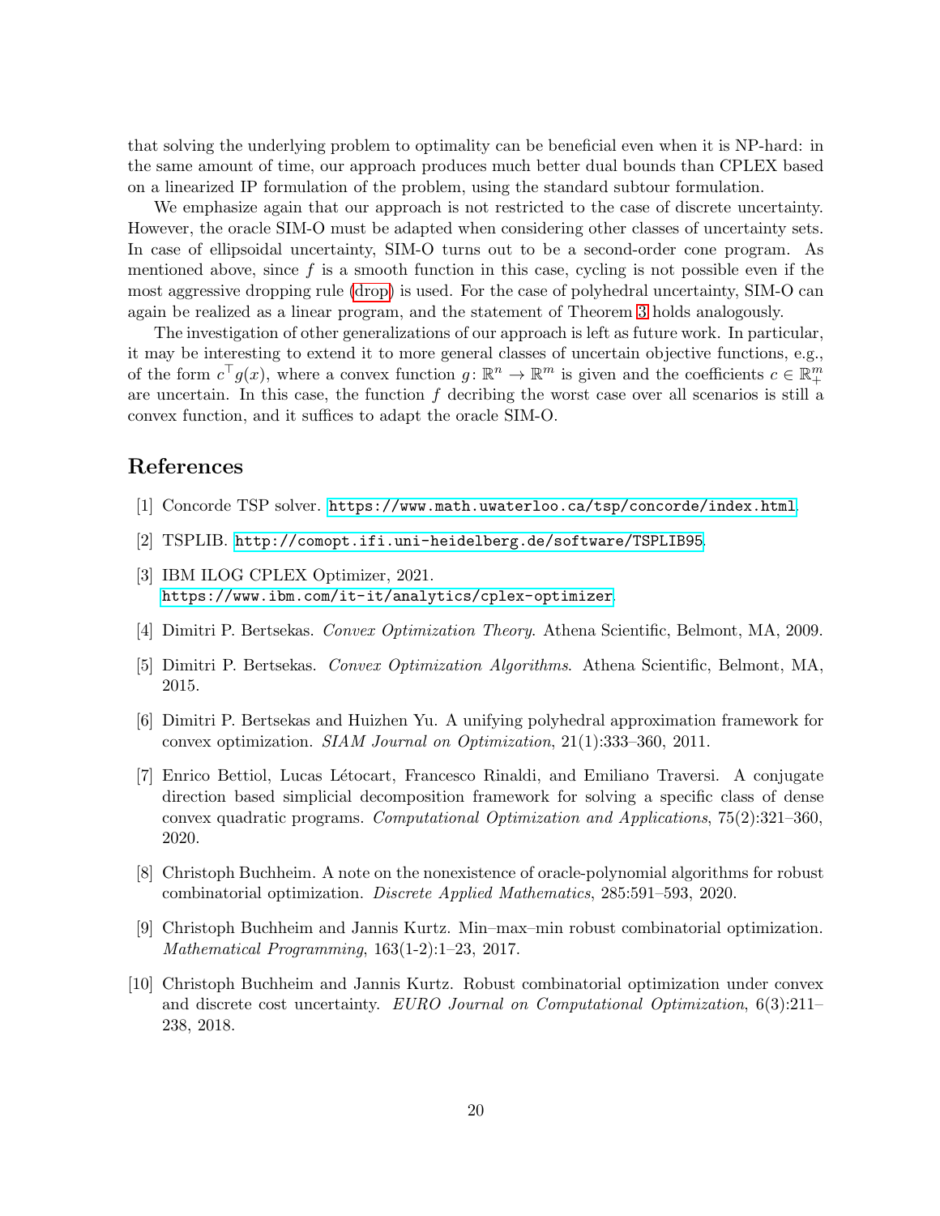that solving the underlying problem to optimality can be beneficial even when it is NP-hard: in the same amount of time, our approach produces much better dual bounds than CPLEX based on a linearized IP formulation of the problem, using the standard subtour formulation.

We emphasize again that our approach is not restricted to the case of discrete uncertainty. However, the oracle SIM-O must be adapted when considering other classes of uncertainty sets. In case of ellipsoidal uncertainty, SIM-O turns out to be a second-order cone program. As mentioned above, since $f$ is a smooth function in this case, cycling is not possible even if the most aggressive dropping rule (drop) is used. For the case of polyhedral uncertainty, SIM-O can again be realized as a linear program, and the statement of Theorem 3 holds analogously.

The investigation of other generalizations of our approach is left as future work. In particular, it may be interesting to extend it to more general classes of uncertain objective functions, e.g., of the form $c^\top g(x)$, where a convex function $g\colon \mathbb{R}^n \to \mathbb{R}^m$ is given and the coefficients $c \in \mathbb{R}^m_+$ are uncertain. In this case, the function $f$ decribing the worst case over all scenarios is still a convex function, and it suffices to adapt the oracle SIM-O.

## References

[1] Concorde TSP solver. https://www.math.uwaterloo.ca/tsp/concorde/index.html.

[2] TSPLIB. http://comopt.ifi.uni-heidelberg.de/software/TSPLIB95.

[3] IBM ILOG CPLEX Optimizer, 2021. https://www.ibm.com/it-it/analytics/cplex-optimizer.

[4] Dimitri P. Bertsekas. *Convex Optimization Theory*. Athena Scientific, Belmont, MA, 2009.

[5] Dimitri P. Bertsekas. *Convex Optimization Algorithms*. Athena Scientific, Belmont, MA, 2015.

[6] Dimitri P. Bertsekas and Huizhen Yu. A unifying polyhedral approximation framework for convex optimization. *SIAM Journal on Optimization*, 21(1):333–360, 2011.

[7] Enrico Bettiol, Lucas Létocart, Francesco Rinaldi, and Emiliano Traversi. A conjugate direction based simplicial decomposition framework for solving a specific class of dense convex quadratic programs. *Computational Optimization and Applications*, 75(2):321–360, 2020.

[8] Christoph Buchheim. A note on the nonexistence of oracle-polynomial algorithms for robust combinatorial optimization. *Discrete Applied Mathematics*, 285:591–593, 2020.

[9] Christoph Buchheim and Jannis Kurtz. Min–max–min robust combinatorial optimization. *Mathematical Programming*, 163(1-2):1–23, 2017.

[10] Christoph Buchheim and Jannis Kurtz. Robust combinatorial optimization under convex and discrete cost uncertainty. *EURO Journal on Computational Optimization*, 6(3):211–238, 2018.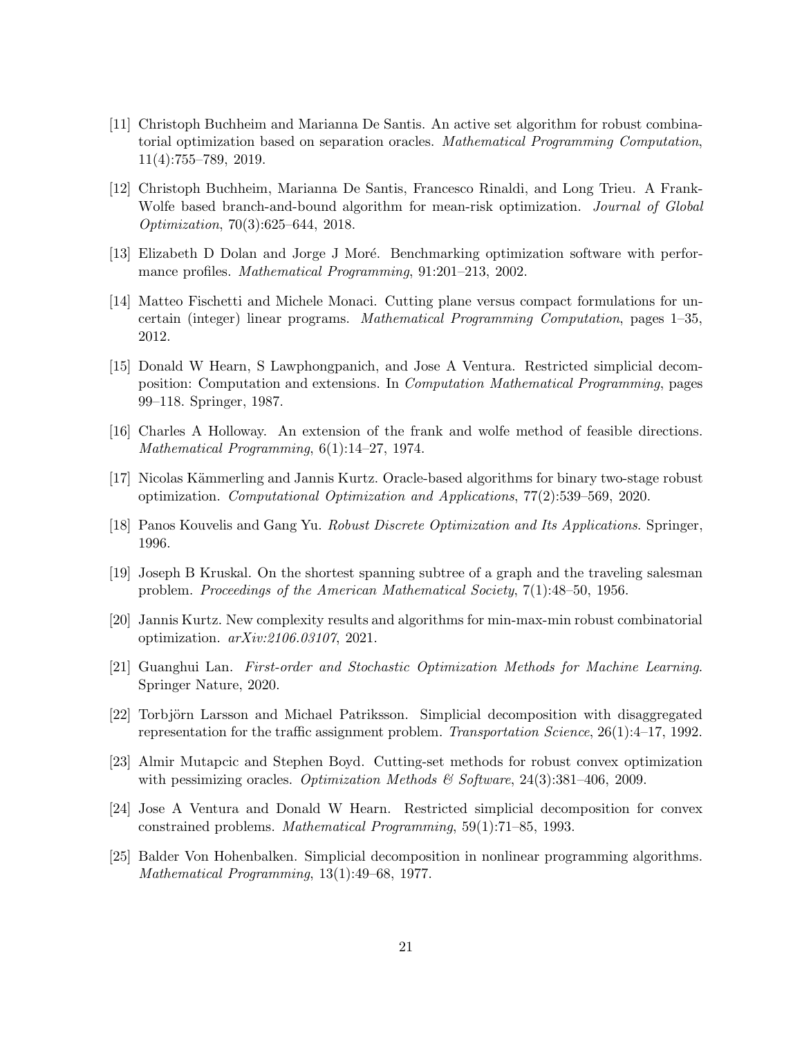[11] Christoph Buchheim and Marianna De Santis. An active set algorithm for robust combinatorial optimization based on separation oracles. *Mathematical Programming Computation*, 11(4):755–789, 2019.

[12] Christoph Buchheim, Marianna De Santis, Francesco Rinaldi, and Long Trieu. A Frank-Wolfe based branch-and-bound algorithm for mean-risk optimization. *Journal of Global Optimization*, 70(3):625–644, 2018.

[13] Elizabeth D Dolan and Jorge J Moré. Benchmarking optimization software with performance profiles. *Mathematical Programming*, 91:201–213, 2002.

[14] Matteo Fischetti and Michele Monaci. Cutting plane versus compact formulations for uncertain (integer) linear programs. *Mathematical Programming Computation*, pages 1–35, 2012.

[15] Donald W Hearn, S Lawphongpanich, and Jose A Ventura. Restricted simplicial decomposition: Computation and extensions. In *Computation Mathematical Programming*, pages 99–118. Springer, 1987.

[16] Charles A Holloway. An extension of the frank and wolfe method of feasible directions. *Mathematical Programming*, 6(1):14–27, 1974.

[17] Nicolas Kämmerling and Jannis Kurtz. Oracle-based algorithms for binary two-stage robust optimization. *Computational Optimization and Applications*, 77(2):539–569, 2020.

[18] Panos Kouvelis and Gang Yu. *Robust Discrete Optimization and Its Applications*. Springer, 1996.

[19] Joseph B Kruskal. On the shortest spanning subtree of a graph and the traveling salesman problem. *Proceedings of the American Mathematical Society*, 7(1):48–50, 1956.

[20] Jannis Kurtz. New complexity results and algorithms for min-max-min robust combinatorial optimization. *arXiv:2106.03107*, 2021.

[21] Guanghui Lan. *First-order and Stochastic Optimization Methods for Machine Learning*. Springer Nature, 2020.

[22] Torbjörn Larsson and Michael Patriksson. Simplicial decomposition with disaggregated representation for the traffic assignment problem. *Transportation Science*, 26(1):4–17, 1992.

[23] Almir Mutapcic and Stephen Boyd. Cutting-set methods for robust convex optimization with pessimizing oracles. *Optimization Methods & Software*, 24(3):381–406, 2009.

[24] Jose A Ventura and Donald W Hearn. Restricted simplicial decomposition for convex constrained problems. *Mathematical Programming*, 59(1):71–85, 1993.

[25] Balder Von Hohenbalken. Simplicial decomposition in nonlinear programming algorithms. *Mathematical Programming*, 13(1):49–68, 1977.